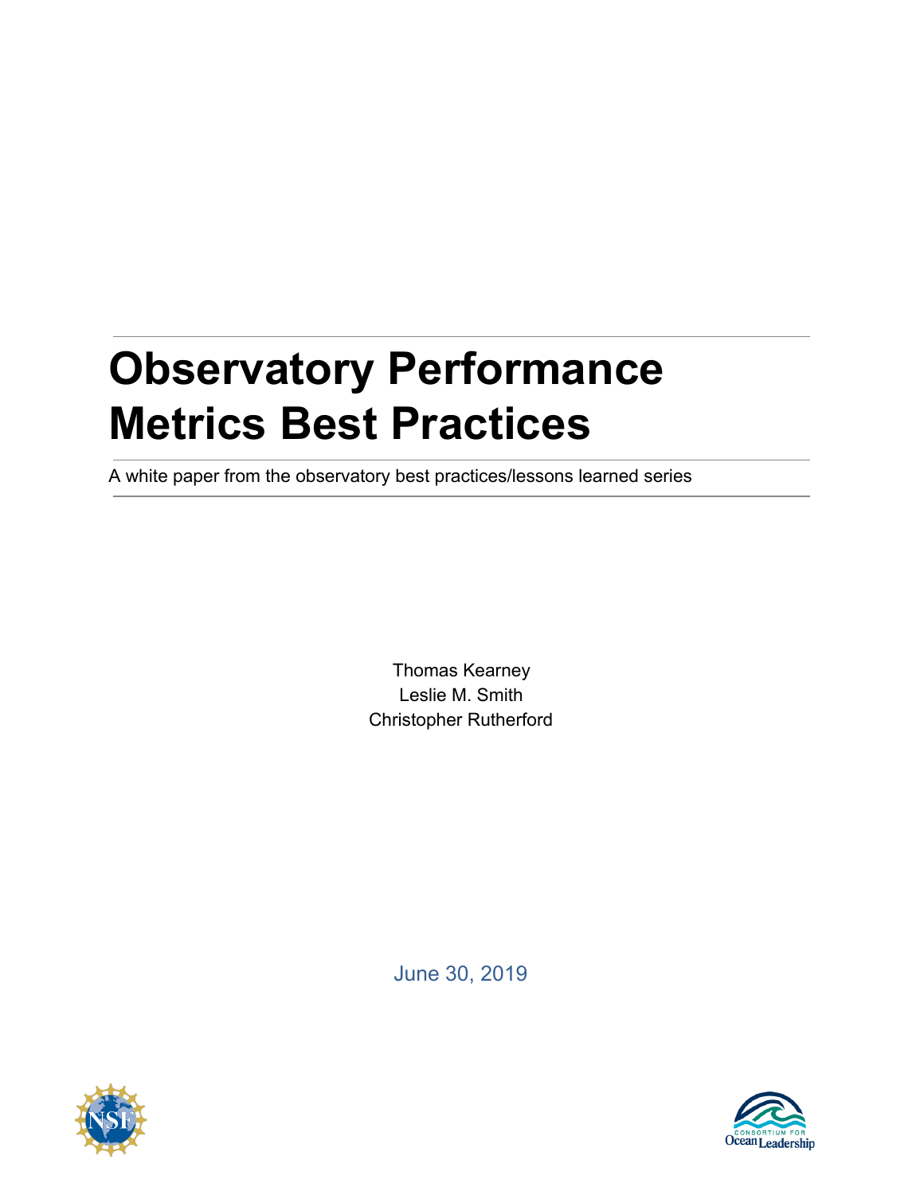# Observatory Performance Metrics Best Practices

A white paper from the observatory best practices/lessons learned series

Thomas Kearney
Leslie M. Smith
Christopher Rutherford

June 30, 2019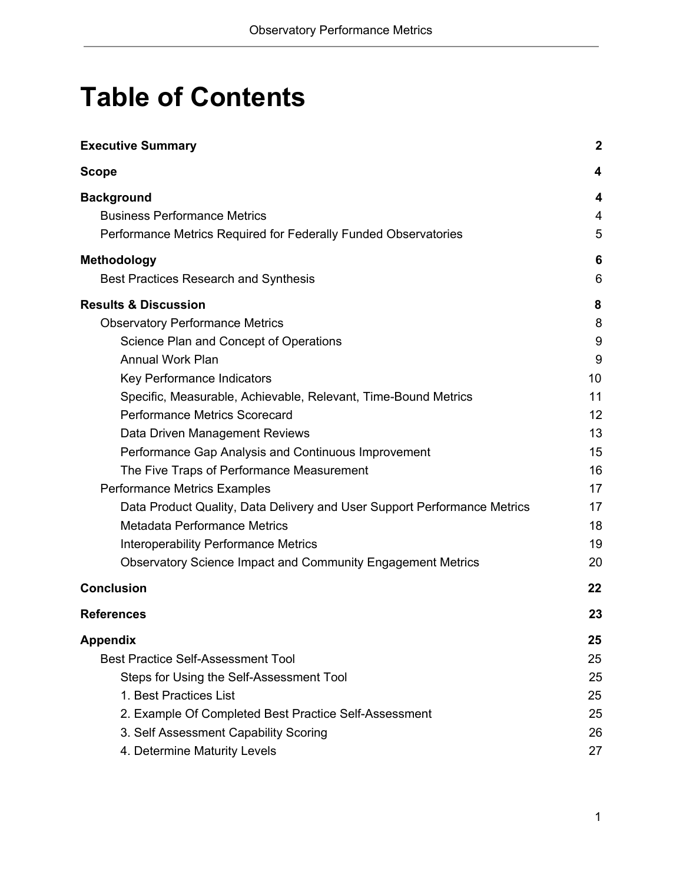# Table of Contents

| | |
|---|---|
| **Executive Summary** | **2** |
| **Scope** | **4** |
| **Background** | **4** |
| Business Performance Metrics | 4 |
| Performance Metrics Required for Federally Funded Observatories | 5 |
| **Methodology** | **6** |
| Best Practices Research and Synthesis | 6 |
| **Results & Discussion** | **8** |
| Observatory Performance Metrics | 8 |
| Science Plan and Concept of Operations | 9 |
| Annual Work Plan | 9 |
| Key Performance Indicators | 10 |
| Specific, Measurable, Achievable, Relevant, Time-Bound Metrics | 11 |
| Performance Metrics Scorecard | 12 |
| Data Driven Management Reviews | 13 |
| Performance Gap Analysis and Continuous Improvement | 15 |
| The Five Traps of Performance Measurement | 16 |
| Performance Metrics Examples | 17 |
| Data Product Quality, Data Delivery and User Support Performance Metrics | 17 |
| Metadata Performance Metrics | 18 |
| Interoperability Performance Metrics | 19 |
| Observatory Science Impact and Community Engagement Metrics | 20 |
| **Conclusion** | **22** |
| **References** | **23** |
| **Appendix** | **25** |
| Best Practice Self-Assessment Tool | 25 |
| Steps for Using the Self-Assessment Tool | 25 |
| 1. Best Practices List | 25 |
| 2. Example Of Completed Best Practice Self-Assessment | 25 |
| 3. Self Assessment Capability Scoring | 26 |
| 4. Determine Maturity Levels | 27 |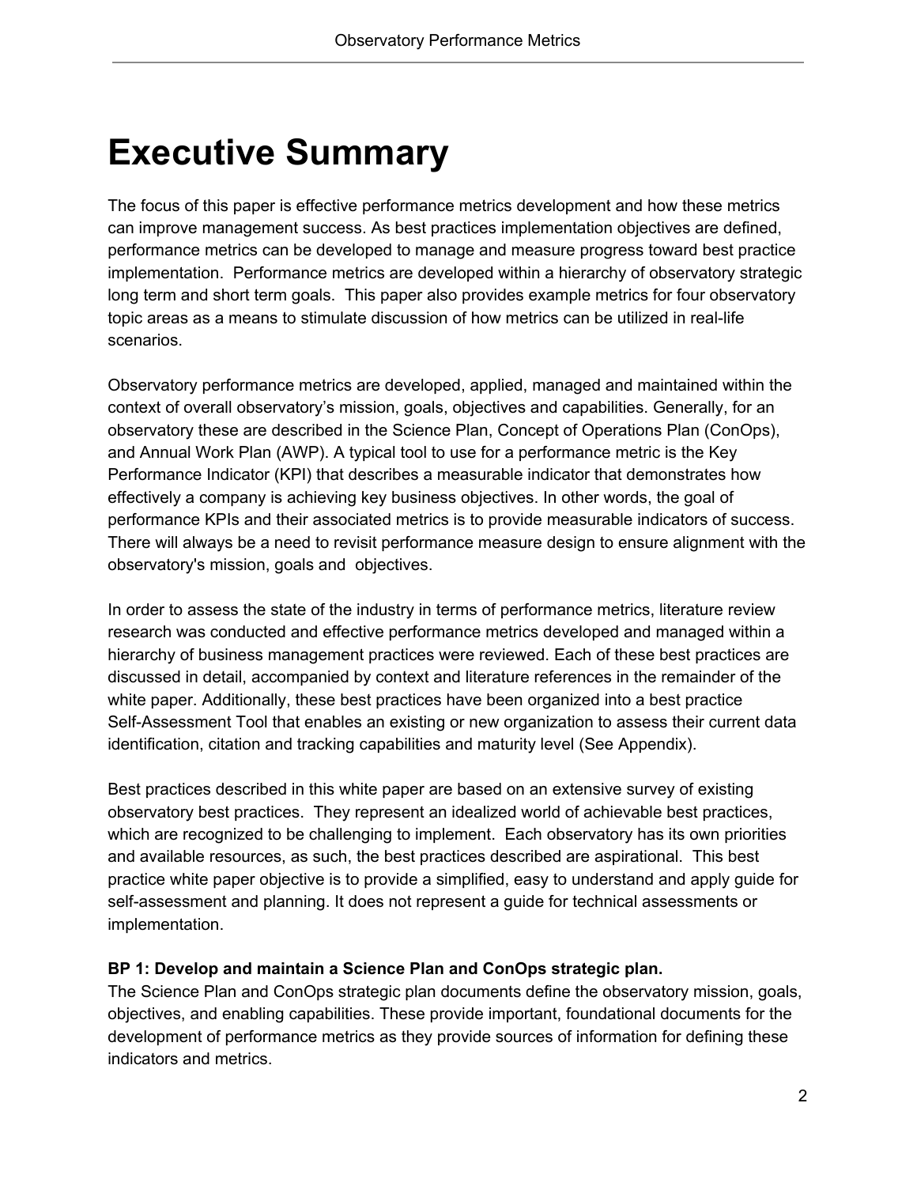# Executive Summary

The focus of this paper is effective performance metrics development and how these metrics can improve management success. As best practices implementation objectives are defined, performance metrics can be developed to manage and measure progress toward best practice implementation. Performance metrics are developed within a hierarchy of observatory strategic long term and short term goals. This paper also provides example metrics for four observatory topic areas as a means to stimulate discussion of how metrics can be utilized in real-life scenarios.

Observatory performance metrics are developed, applied, managed and maintained within the context of overall observatory's mission, goals, objectives and capabilities. Generally, for an observatory these are described in the Science Plan, Concept of Operations Plan (ConOps), and Annual Work Plan (AWP). A typical tool to use for a performance metric is the Key Performance Indicator (KPI) that describes a measurable indicator that demonstrates how effectively a company is achieving key business objectives. In other words, the goal of performance KPIs and their associated metrics is to provide measurable indicators of success. There will always be a need to revisit performance measure design to ensure alignment with the observatory's mission, goals and objectives.

In order to assess the state of the industry in terms of performance metrics, literature review research was conducted and effective performance metrics developed and managed within a hierarchy of business management practices were reviewed. Each of these best practices are discussed in detail, accompanied by context and literature references in the remainder of the white paper. Additionally, these best practices have been organized into a best practice Self-Assessment Tool that enables an existing or new organization to assess their current data identification, citation and tracking capabilities and maturity level (See Appendix).

Best practices described in this white paper are based on an extensive survey of existing observatory best practices. They represent an idealized world of achievable best practices, which are recognized to be challenging to implement. Each observatory has its own priorities and available resources, as such, the best practices described are aspirational. This best practice white paper objective is to provide a simplified, easy to understand and apply guide for self-assessment and planning. It does not represent a guide for technical assessments or implementation.

**BP 1: Develop and maintain a Science Plan and ConOps strategic plan.**
The Science Plan and ConOps strategic plan documents define the observatory mission, goals, objectives, and enabling capabilities. These provide important, foundational documents for the development of performance metrics as they provide sources of information for defining these indicators and metrics.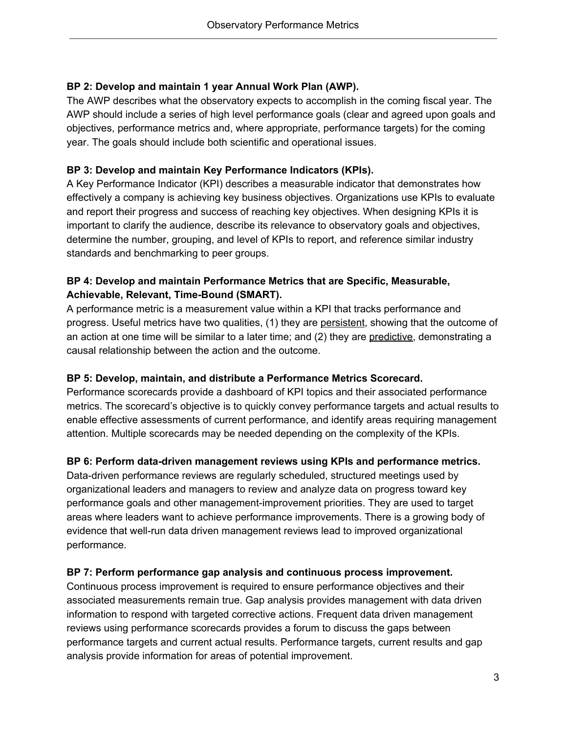**BP 2: Develop and maintain 1 year Annual Work Plan (AWP).**
The AWP describes what the observatory expects to accomplish in the coming fiscal year. The AWP should include a series of high level performance goals (clear and agreed upon goals and objectives, performance metrics and, where appropriate, performance targets) for the coming year. The goals should include both scientific and operational issues.

**BP 3: Develop and maintain Key Performance Indicators (KPIs).**
A Key Performance Indicator (KPI) describes a measurable indicator that demonstrates how effectively a company is achieving key business objectives. Organizations use KPIs to evaluate and report their progress and success of reaching key objectives. When designing KPIs it is important to clarify the audience, describe its relevance to observatory goals and objectives, determine the number, grouping, and level of KPIs to report, and reference similar industry standards and benchmarking to peer groups.

**BP 4: Develop and maintain Performance Metrics that are Specific, Measurable, Achievable, Relevant, Time-Bound (SMART).**
A performance metric is a measurement value within a KPI that tracks performance and progress. Useful metrics have two qualities, (1) they are persistent, showing that the outcome of an action at one time will be similar to a later time; and (2) they are predictive, demonstrating a causal relationship between the action and the outcome.

**BP 5: Develop, maintain, and distribute a Performance Metrics Scorecard.**
Performance scorecards provide a dashboard of KPI topics and their associated performance metrics. The scorecard's objective is to quickly convey performance targets and actual results to enable effective assessments of current performance, and identify areas requiring management attention. Multiple scorecards may be needed depending on the complexity of the KPIs.

**BP 6: Perform data-driven management reviews using KPIs and performance metrics.**
Data-driven performance reviews are regularly scheduled, structured meetings used by organizational leaders and managers to review and analyze data on progress toward key performance goals and other management-improvement priorities. They are used to target areas where leaders want to achieve performance improvements. There is a growing body of evidence that well-run data driven management reviews lead to improved organizational performance.

**BP 7: Perform performance gap analysis and continuous process improvement.**
Continuous process improvement is required to ensure performance objectives and their associated measurements remain true. Gap analysis provides management with data driven information to respond with targeted corrective actions. Frequent data driven management reviews using performance scorecards provides a forum to discuss the gaps between performance targets and current actual results. Performance targets, current results and gap analysis provide information for areas of potential improvement.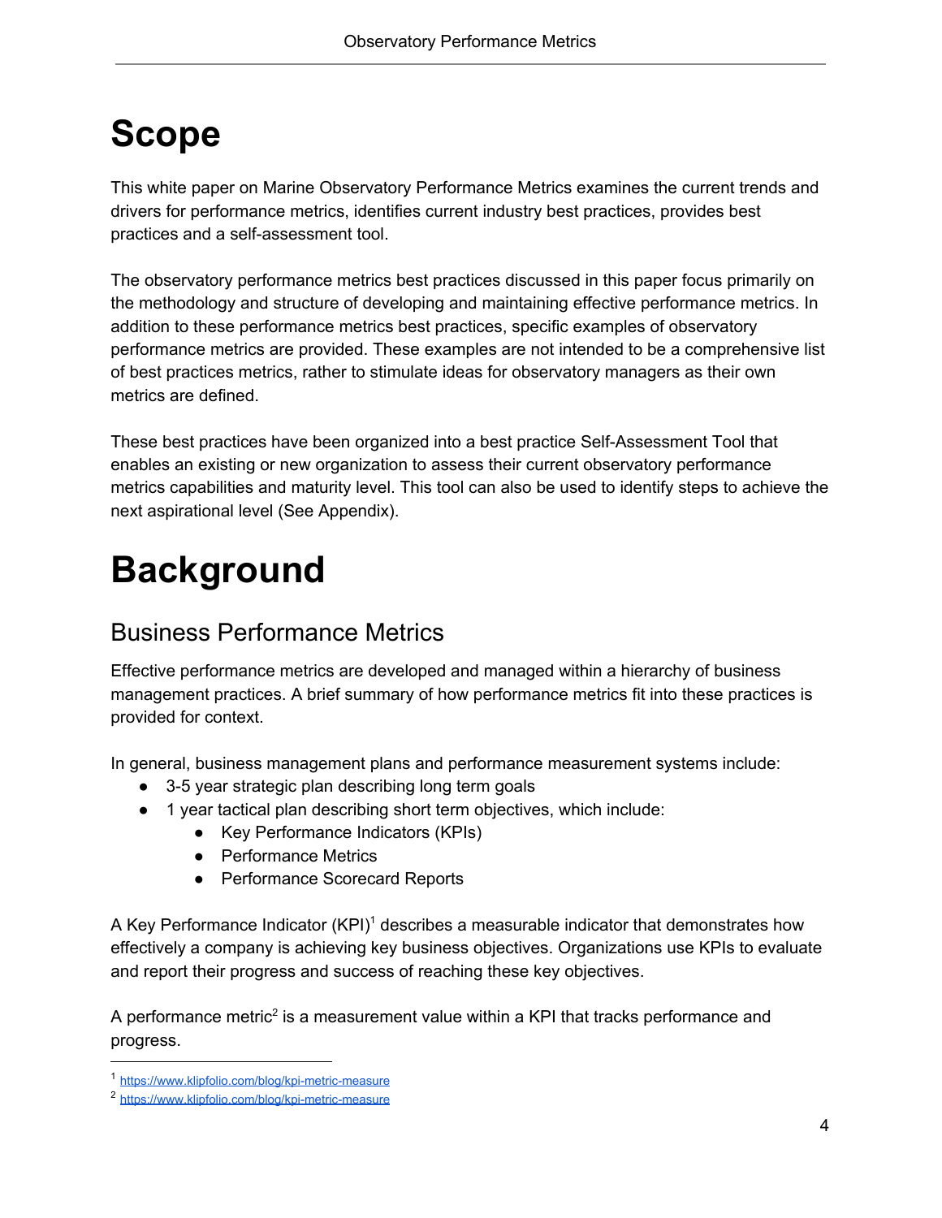# Scope

This white paper on Marine Observatory Performance Metrics examines the current trends and drivers for performance metrics, identifies current industry best practices, provides best practices and a self-assessment tool.

The observatory performance metrics best practices discussed in this paper focus primarily on the methodology and structure of developing and maintaining effective performance metrics. In addition to these performance metrics best practices, specific examples of observatory performance metrics are provided. These examples are not intended to be a comprehensive list of best practices metrics, rather to stimulate ideas for observatory managers as their own metrics are defined.

These best practices have been organized into a best practice Self-Assessment Tool that enables an existing or new organization to assess their current observatory performance metrics capabilities and maturity level. This tool can also be used to identify steps to achieve the next aspirational level (See Appendix).

# Background

## Business Performance Metrics

Effective performance metrics are developed and managed within a hierarchy of business management practices. A brief summary of how performance metrics fit into these practices is provided for context.

In general, business management plans and performance measurement systems include:

- 3-5 year strategic plan describing long term goals
- 1 year tactical plan describing short term objectives, which include:
  - Key Performance Indicators (KPIs)
  - Performance Metrics
  - Performance Scorecard Reports

A Key Performance Indicator (KPI)[1] describes a measurable indicator that demonstrates how effectively a company is achieving key business objectives. Organizations use KPIs to evaluate and report their progress and success of reaching these key objectives.

A performance metric[2] is a measurement value within a KPI that tracks performance and progress.

---

[1] https://www.klipfolio.com/blog/kpi-metric-measure

[2] https://www.klipfolio.com/blog/kpi-metric-measure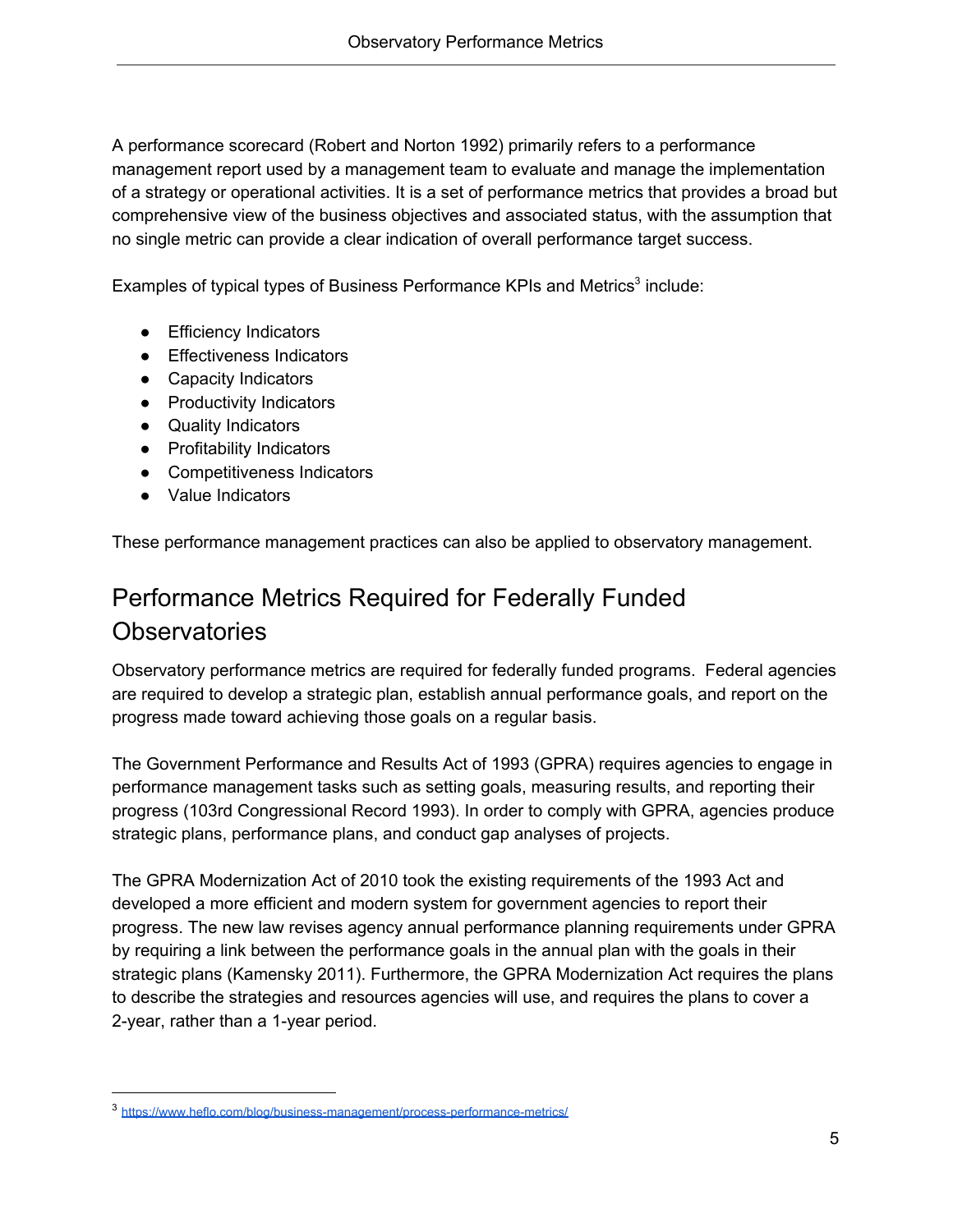A performance scorecard (Robert and Norton 1992) primarily refers to a performance management report used by a management team to evaluate and manage the implementation of a strategy or operational activities. It is a set of performance metrics that provides a broad but comprehensive view of the business objectives and associated status, with the assumption that no single metric can provide a clear indication of overall performance target success.

Examples of typical types of Business Performance KPIs and Metrics[3] include:

- Efficiency Indicators
- Effectiveness Indicators
- Capacity Indicators
- Productivity Indicators
- Quality Indicators
- Profitability Indicators
- Competitiveness Indicators
- Value Indicators

These performance management practices can also be applied to observatory management.

## Performance Metrics Required for Federally Funded Observatories

Observatory performance metrics are required for federally funded programs. Federal agencies are required to develop a strategic plan, establish annual performance goals, and report on the progress made toward achieving those goals on a regular basis.

The Government Performance and Results Act of 1993 (GPRA) requires agencies to engage in performance management tasks such as setting goals, measuring results, and reporting their progress (103rd Congressional Record 1993). In order to comply with GPRA, agencies produce strategic plans, performance plans, and conduct gap analyses of projects.

The GPRA Modernization Act of 2010 took the existing requirements of the 1993 Act and developed a more efficient and modern system for government agencies to report their progress. The new law revises agency annual performance planning requirements under GPRA by requiring a link between the performance goals in the annual plan with the goals in their strategic plans (Kamensky 2011). Furthermore, the GPRA Modernization Act requires the plans to describe the strategies and resources agencies will use, and requires the plans to cover a 2-year, rather than a 1-year period.

[3] https://www.heflo.com/blog/business-management/process-performance-metrics/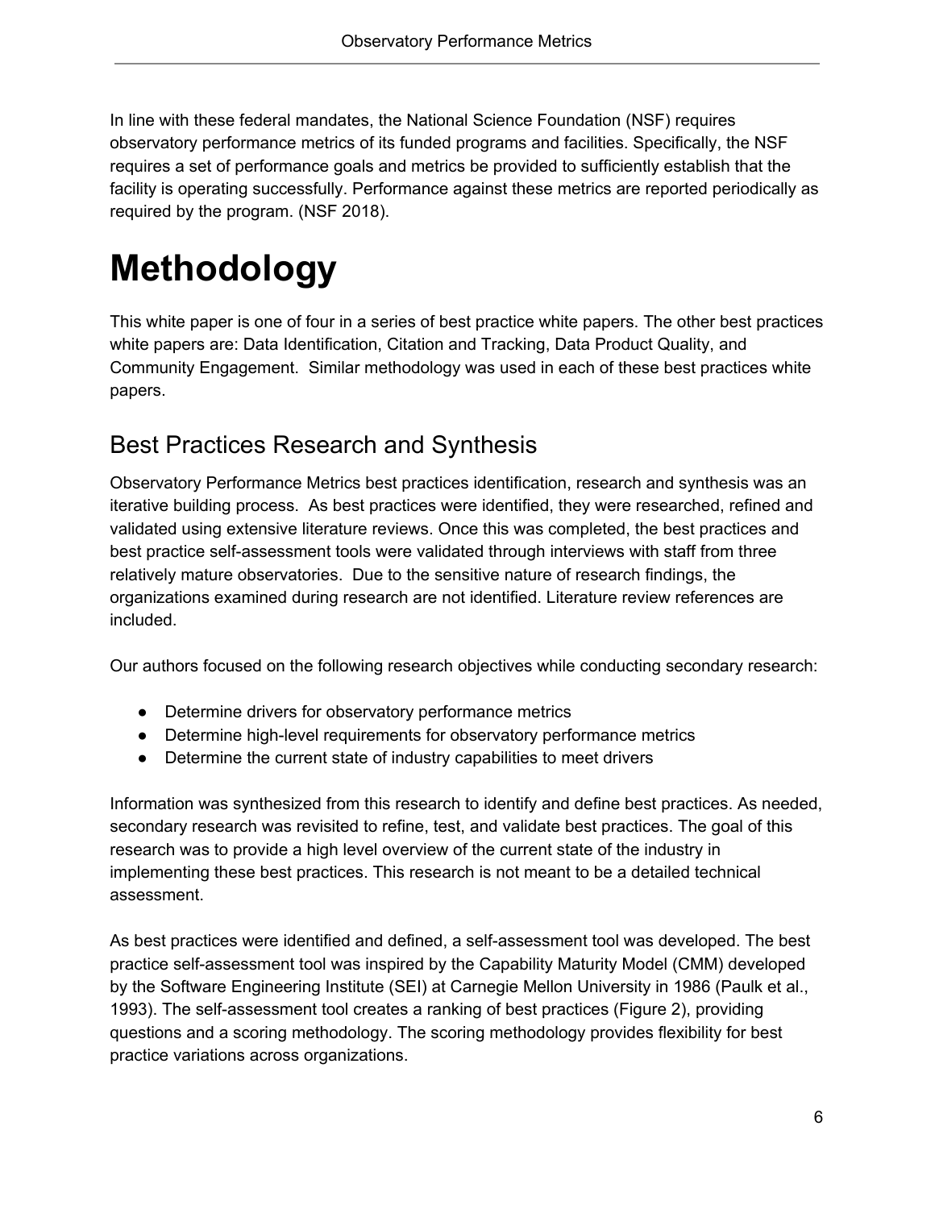In line with these federal mandates, the National Science Foundation (NSF) requires observatory performance metrics of its funded programs and facilities. Specifically, the NSF requires a set of performance goals and metrics be provided to sufficiently establish that the facility is operating successfully. Performance against these metrics are reported periodically as required by the program. (NSF 2018).

# Methodology

This white paper is one of four in a series of best practice white papers. The other best practices white papers are: Data Identification, Citation and Tracking, Data Product Quality, and Community Engagement. Similar methodology was used in each of these best practices white papers.

## Best Practices Research and Synthesis

Observatory Performance Metrics best practices identification, research and synthesis was an iterative building process. As best practices were identified, they were researched, refined and validated using extensive literature reviews. Once this was completed, the best practices and best practice self-assessment tools were validated through interviews with staff from three relatively mature observatories. Due to the sensitive nature of research findings, the organizations examined during research are not identified. Literature review references are included.

Our authors focused on the following research objectives while conducting secondary research:

- Determine drivers for observatory performance metrics
- Determine high-level requirements for observatory performance metrics
- Determine the current state of industry capabilities to meet drivers

Information was synthesized from this research to identify and define best practices. As needed, secondary research was revisited to refine, test, and validate best practices. The goal of this research was to provide a high level overview of the current state of the industry in implementing these best practices. This research is not meant to be a detailed technical assessment.

As best practices were identified and defined, a self-assessment tool was developed. The best practice self-assessment tool was inspired by the Capability Maturity Model (CMM) developed by the Software Engineering Institute (SEI) at Carnegie Mellon University in 1986 (Paulk et al., 1993). The self-assessment tool creates a ranking of best practices (Figure 2), providing questions and a scoring methodology. The scoring methodology provides flexibility for best practice variations across organizations.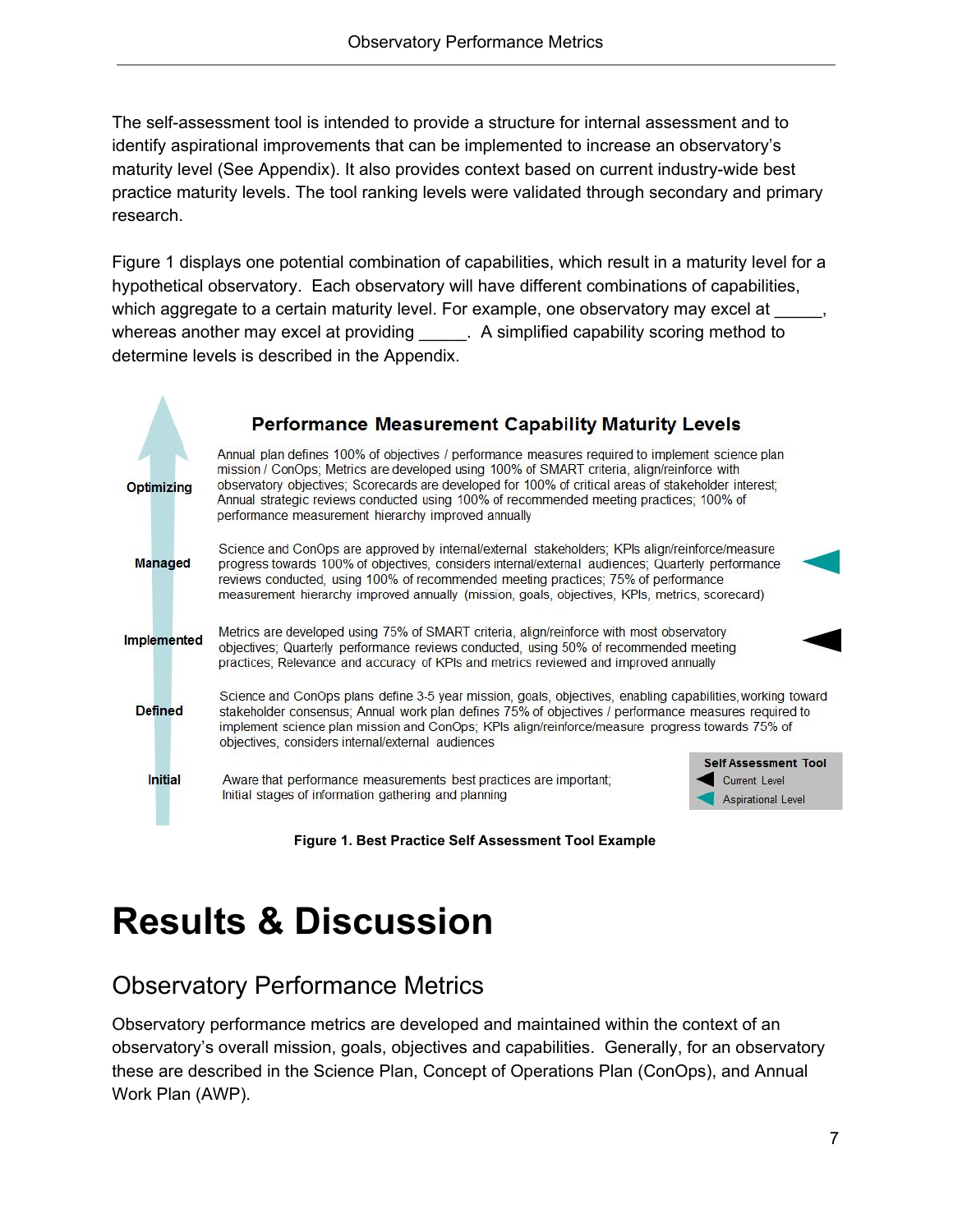The self-assessment tool is intended to provide a structure for internal assessment and to identify aspirational improvements that can be implemented to increase an observatory's maturity level (See Appendix). It also provides context based on current industry-wide best practice maturity levels. The tool ranking levels were validated through secondary and primary research.

Figure 1 displays one potential combination of capabilities, which result in a maturity level for a hypothetical observatory. Each observatory will have different combinations of capabilities, which aggregate to a certain maturity level. For example, one observatory may excel at _____, whereas another may excel at providing _____. A simplified capability scoring method to determine levels is described in the Appendix.

**Performance Measurement Capability Maturity Levels**

| Level | Description | Self Assessment Tool |
|---|---|---|
| **Optimizing** | Annual plan defines 100% of objectives / performance measures required to implement science plan mission / ConOps; Metrics are developed using 100% of SMART criteria, align/reinforce with observatory objectives; Scorecards are developed for 100% of critical areas of stakeholder interest; Annual strategic reviews conducted using 100% of recommended meeting practices; 100% of performance measurement hierarchy improved annually | |
| **Managed** | Science and ConOps are approved by internal/external stakeholders; KPIs align/reinforce/measure progress towards 100% of objectives, considers internal/external audiences; Quarterly performance reviews conducted, using 100% of recommended meeting practices; 75% of performance measurement hierarchy improved annually (mission, goals, objectives, KPIs, metrics, scorecard) | Aspirational Level |
| **Implemented** | Metrics are developed using 75% of SMART criteria, align/reinforce with most observatory objectives; Quarterly performance reviews conducted, using 50% of recommended meeting practices; Relevance and accuracy of KPIs and metrics reviewed and improved annually | Current Level |
| **Defined** | Science and ConOps plans define 3-5 year mission, goals, objectives, enabling capabilities, working toward stakeholder consensus; Annual work plan defines 75% of objectives / performance measures required to implement science plan mission and ConOps; KPIs align/reinforce/measure progress towards 75% of objectives, considers internal/external audiences | |
| **Initial** | Aware that performance measurements best practices are important; Initial stages of information gathering and planning | |

**Figure 1. Best Practice Self Assessment Tool Example**

# Results & Discussion

## Observatory Performance Metrics

Observatory performance metrics are developed and maintained within the context of an observatory's overall mission, goals, objectives and capabilities. Generally, for an observatory these are described in the Science Plan, Concept of Operations Plan (ConOps), and Annual Work Plan (AWP).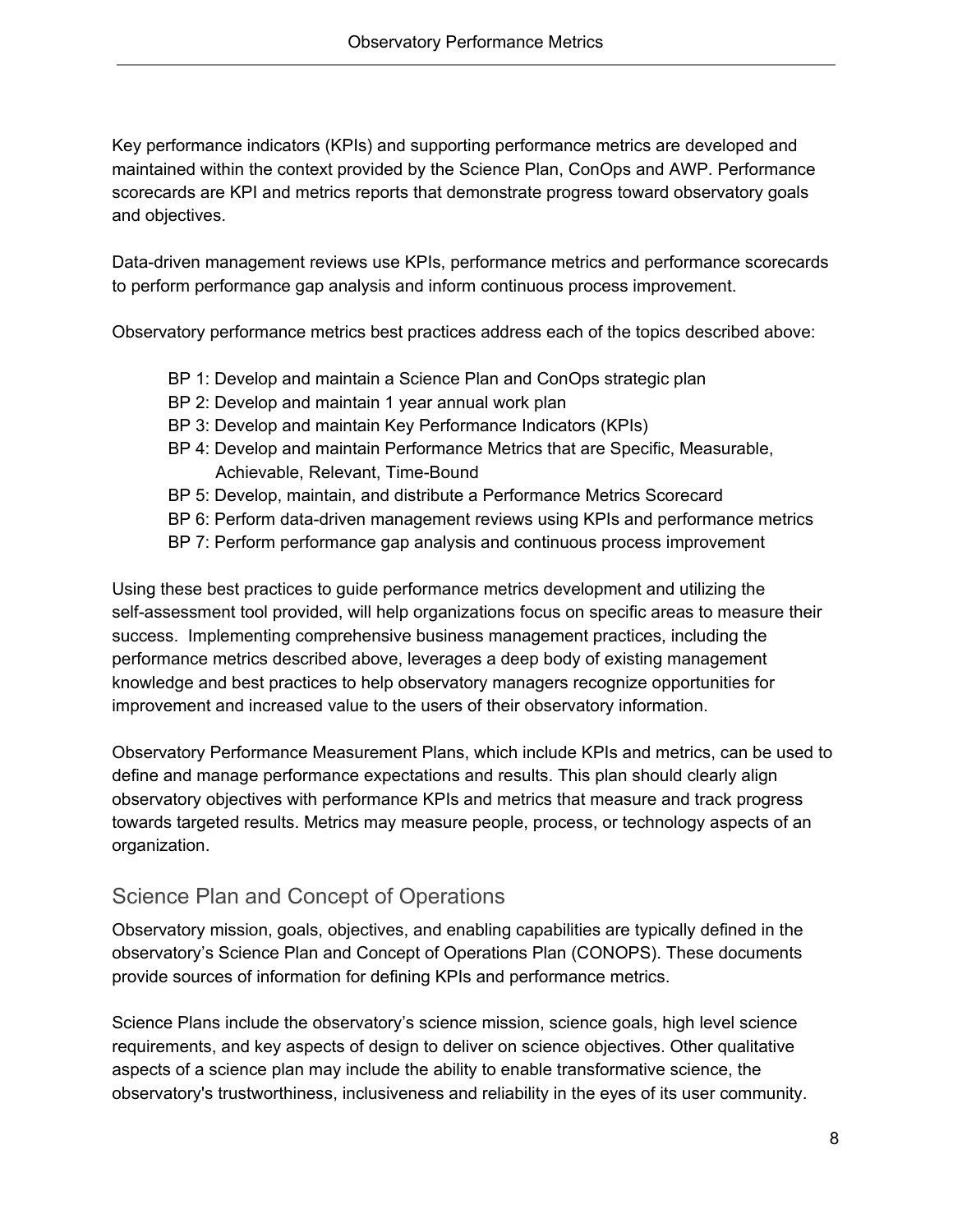Key performance indicators (KPIs) and supporting performance metrics are developed and maintained within the context provided by the Science Plan, ConOps and AWP. Performance scorecards are KPI and metrics reports that demonstrate progress toward observatory goals and objectives.

Data-driven management reviews use KPIs, performance metrics and performance scorecards to perform performance gap analysis and inform continuous process improvement.

Observatory performance metrics best practices address each of the topics described above:

- BP 1: Develop and maintain a Science Plan and ConOps strategic plan
- BP 2: Develop and maintain 1 year annual work plan
- BP 3: Develop and maintain Key Performance Indicators (KPIs)
- BP 4: Develop and maintain Performance Metrics that are Specific, Measurable, Achievable, Relevant, Time-Bound
- BP 5: Develop, maintain, and distribute a Performance Metrics Scorecard
- BP 6: Perform data-driven management reviews using KPIs and performance metrics
- BP 7: Perform performance gap analysis and continuous process improvement

Using these best practices to guide performance metrics development and utilizing the self-assessment tool provided, will help organizations focus on specific areas to measure their success. Implementing comprehensive business management practices, including the performance metrics described above, leverages a deep body of existing management knowledge and best practices to help observatory managers recognize opportunities for improvement and increased value to the users of their observatory information.

Observatory Performance Measurement Plans, which include KPIs and metrics, can be used to define and manage performance expectations and results. This plan should clearly align observatory objectives with performance KPIs and metrics that measure and track progress towards targeted results. Metrics may measure people, process, or technology aspects of an organization.

## Science Plan and Concept of Operations

Observatory mission, goals, objectives, and enabling capabilities are typically defined in the observatory's Science Plan and Concept of Operations Plan (CONOPS). These documents provide sources of information for defining KPIs and performance metrics.

Science Plans include the observatory's science mission, science goals, high level science requirements, and key aspects of design to deliver on science objectives. Other qualitative aspects of a science plan may include the ability to enable transformative science, the observatory's trustworthiness, inclusiveness and reliability in the eyes of its user community.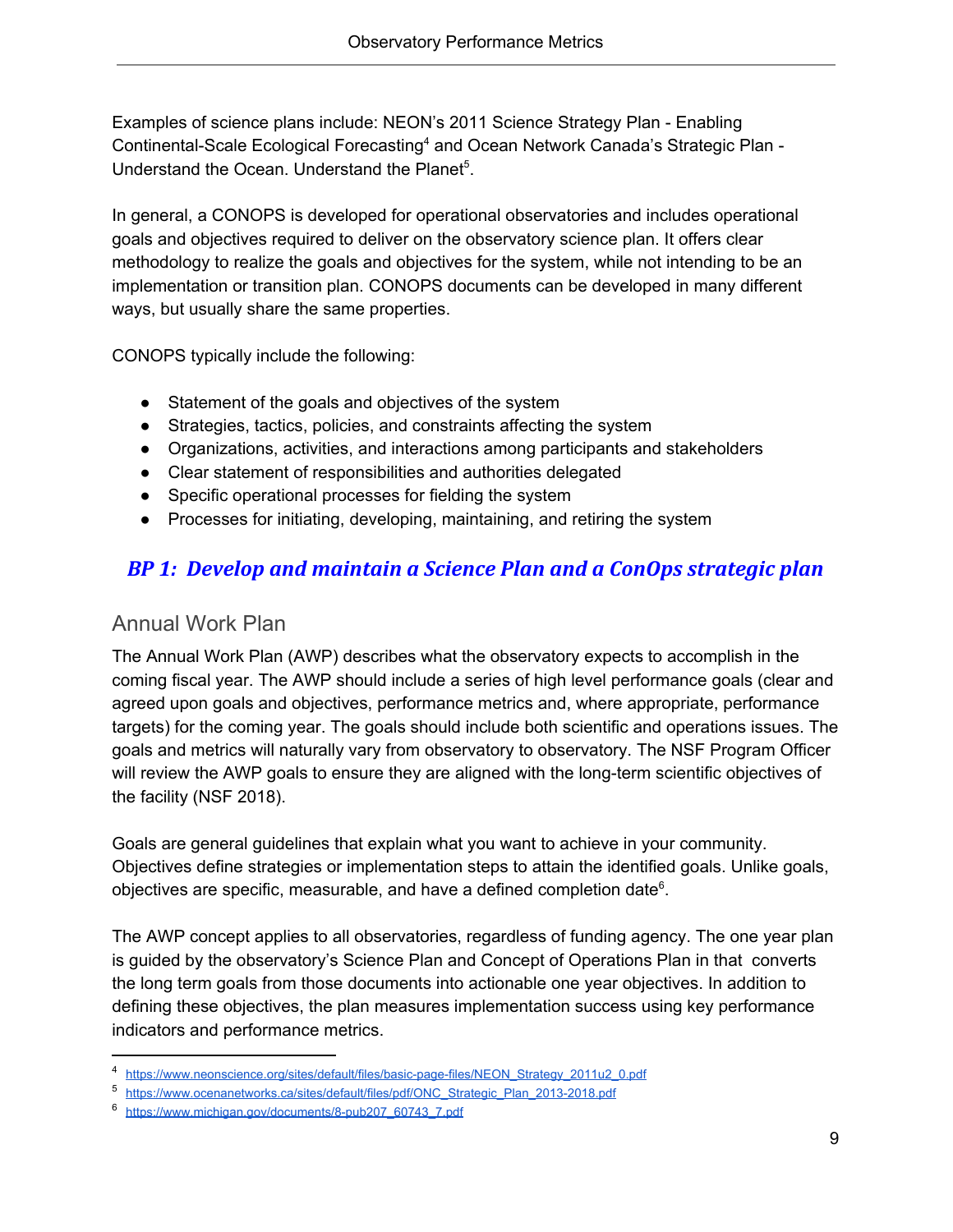Examples of science plans include: NEON's 2011 Science Strategy Plan - Enabling Continental-Scale Ecological Forecasting[4] and Ocean Network Canada's Strategic Plan - Understand the Ocean. Understand the Planet[5].

In general, a CONOPS is developed for operational observatories and includes operational goals and objectives required to deliver on the observatory science plan. It offers clear methodology to realize the goals and objectives for the system, while not intending to be an implementation or transition plan. CONOPS documents can be developed in many different ways, but usually share the same properties.

CONOPS typically include the following:

- Statement of the goals and objectives of the system
- Strategies, tactics, policies, and constraints affecting the system
- Organizations, activities, and interactions among participants and stakeholders
- Clear statement of responsibilities and authorities delegated
- Specific operational processes for fielding the system
- Processes for initiating, developing, maintaining, and retiring the system

### ***BP 1: Develop and maintain a Science Plan and a ConOps strategic plan***

## Annual Work Plan

The Annual Work Plan (AWP) describes what the observatory expects to accomplish in the coming fiscal year. The AWP should include a series of high level performance goals (clear and agreed upon goals and objectives, performance metrics and, where appropriate, performance targets) for the coming year. The goals should include both scientific and operations issues. The goals and metrics will naturally vary from observatory to observatory. The NSF Program Officer will review the AWP goals to ensure they are aligned with the long-term scientific objectives of the facility (NSF 2018).

Goals are general guidelines that explain what you want to achieve in your community. Objectives define strategies or implementation steps to attain the identified goals. Unlike goals, objectives are specific, measurable, and have a defined completion date[6].

The AWP concept applies to all observatories, regardless of funding agency. The one year plan is guided by the observatory's Science Plan and Concept of Operations Plan in that converts the long term goals from those documents into actionable one year objectives. In addition to defining these objectives, the plan measures implementation success using key performance indicators and performance metrics.

---

[4] https://www.neonscience.org/sites/default/files/basic-page-files/NEON_Strategy_2011u2_0.pdf

[5] https://www.ocenanetworks.ca/sites/default/files/pdf/ONC_Strategic_Plan_2013-2018.pdf

[6] https://www.michigan.gov/documents/8-pub207_60743_7.pdf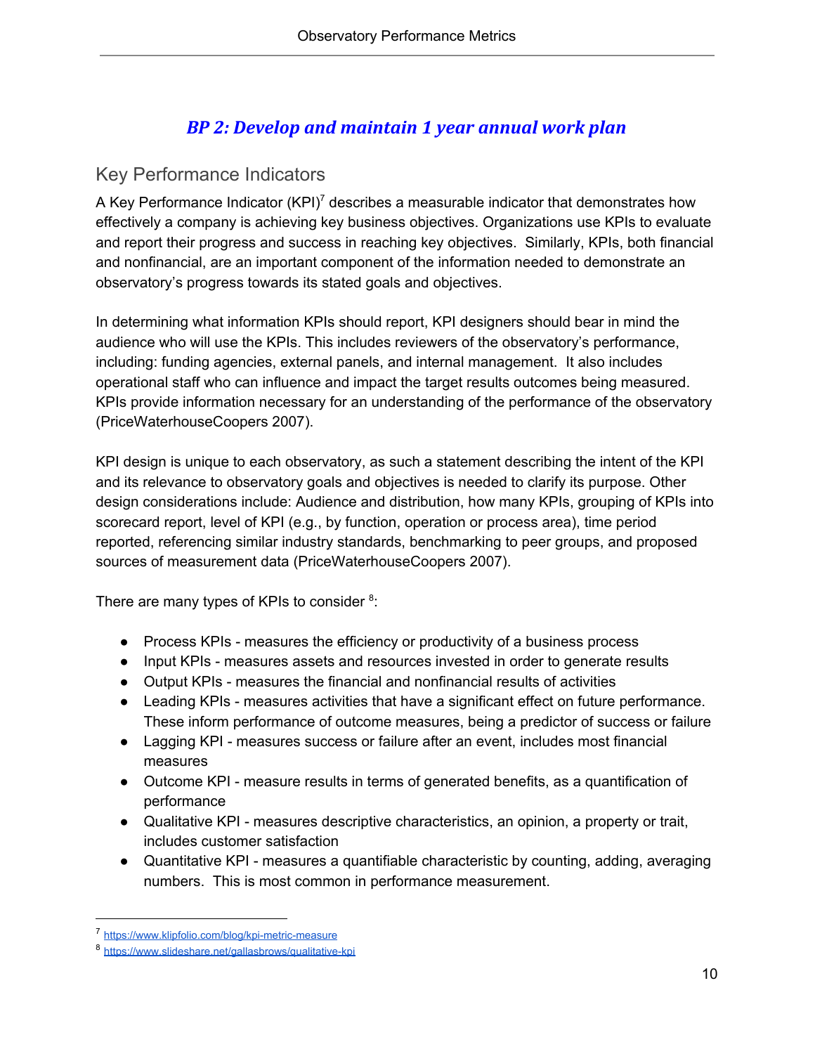## *BP 2: Develop and maintain 1 year annual work plan*

### Key Performance Indicators

A Key Performance Indicator (KPI)[7] describes a measurable indicator that demonstrates how effectively a company is achieving key business objectives. Organizations use KPIs to evaluate and report their progress and success in reaching key objectives. Similarly, KPIs, both financial and nonfinancial, are an important component of the information needed to demonstrate an observatory's progress towards its stated goals and objectives.

In determining what information KPIs should report, KPI designers should bear in mind the audience who will use the KPIs. This includes reviewers of the observatory's performance, including: funding agencies, external panels, and internal management. It also includes operational staff who can influence and impact the target results outcomes being measured. KPIs provide information necessary for an understanding of the performance of the observatory (PriceWaterhouseCoopers 2007).

KPI design is unique to each observatory, as such a statement describing the intent of the KPI and its relevance to observatory goals and objectives is needed to clarify its purpose. Other design considerations include: Audience and distribution, how many KPIs, grouping of KPIs into scorecard report, level of KPI (e.g., by function, operation or process area), time period reported, referencing similar industry standards, benchmarking to peer groups, and proposed sources of measurement data (PriceWaterhouseCoopers 2007).

There are many types of KPIs to consider [8]:

- Process KPIs - measures the efficiency or productivity of a business process
- Input KPIs - measures assets and resources invested in order to generate results
- Output KPIs - measures the financial and nonfinancial results of activities
- Leading KPIs - measures activities that have a significant effect on future performance. These inform performance of outcome measures, being a predictor of success or failure
- Lagging KPI - measures success or failure after an event, includes most financial measures
- Outcome KPI - measure results in terms of generated benefits, as a quantification of performance
- Qualitative KPI - measures descriptive characteristics, an opinion, a property or trait, includes customer satisfaction
- Quantitative KPI - measures a quantifiable characteristic by counting, adding, averaging numbers. This is most common in performance measurement.

---

[7] https://www.klipfolio.com/blog/kpi-metric-measure

[8] https://www.slideshare.net/gallasbrows/qualitative-kpi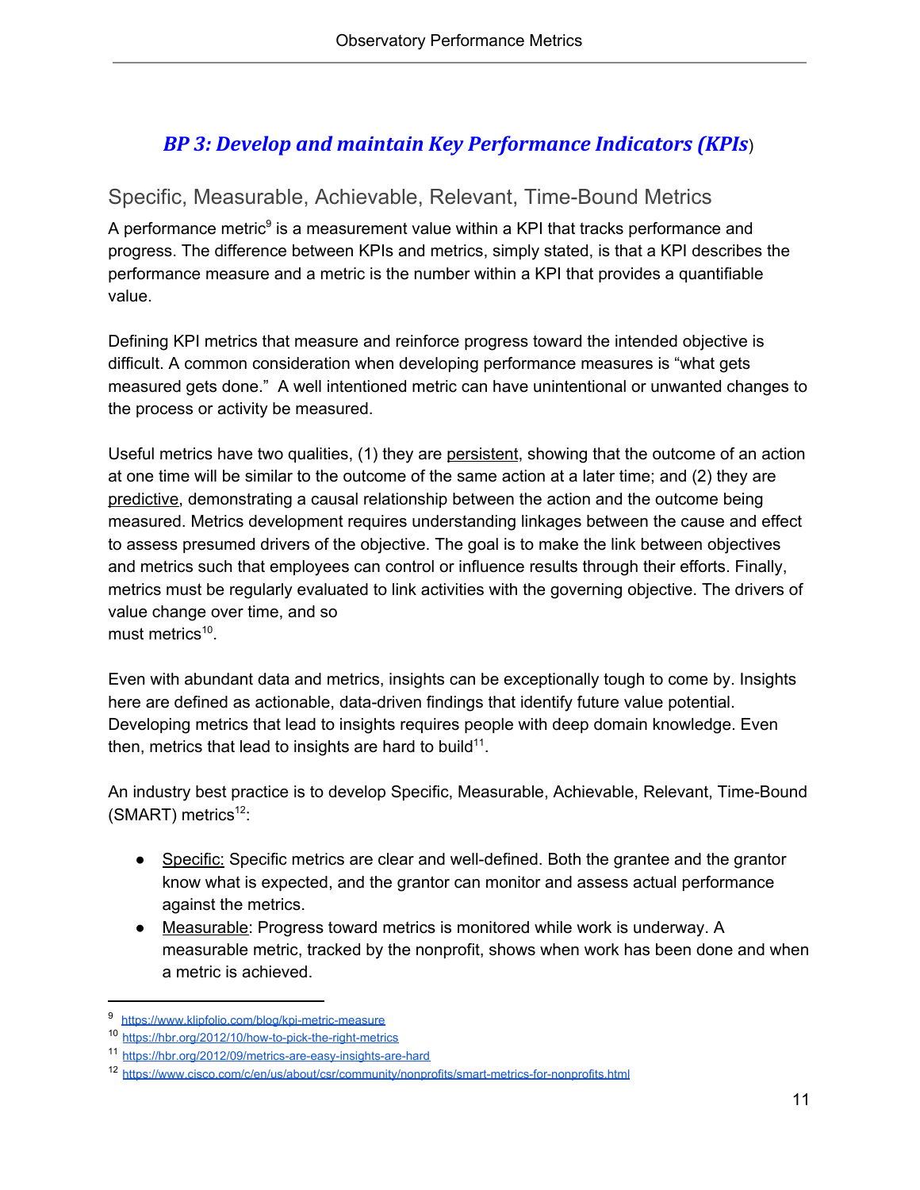## *BP 3: Develop and maintain Key Performance Indicators (KPIs*)

### Specific, Measurable, Achievable, Relevant, Time-Bound Metrics

A performance metric[9] is a measurement value within a KPI that tracks performance and progress. The difference between KPIs and metrics, simply stated, is that a KPI describes the performance measure and a metric is the number within a KPI that provides a quantifiable value.

Defining KPI metrics that measure and reinforce progress toward the intended objective is difficult. A common consideration when developing performance measures is "what gets measured gets done." A well intentioned metric can have unintentional or unwanted changes to the process or activity be measured.

Useful metrics have two qualities, (1) they are persistent, showing that the outcome of an action at one time will be similar to the outcome of the same action at a later time; and (2) they are predictive, demonstrating a causal relationship between the action and the outcome being measured. Metrics development requires understanding linkages between the cause and effect to assess presumed drivers of the objective. The goal is to make the link between objectives and metrics such that employees can control or influence results through their efforts. Finally, metrics must be regularly evaluated to link activities with the governing objective. The drivers of value change over time, and so must metrics[10].

Even with abundant data and metrics, insights can be exceptionally tough to come by. Insights here are defined as actionable, data-driven findings that identify future value potential. Developing metrics that lead to insights requires people with deep domain knowledge. Even then, metrics that lead to insights are hard to build[11].

An industry best practice is to develop Specific, Measurable, Achievable, Relevant, Time-Bound (SMART) metrics[12]:

- Specific: Specific metrics are clear and well-defined. Both the grantee and the grantor know what is expected, and the grantor can monitor and assess actual performance against the metrics.
- Measurable: Progress toward metrics is monitored while work is underway. A measurable metric, tracked by the nonprofit, shows when work has been done and when a metric is achieved.

---

[9] https://www.klipfolio.com/blog/kpi-metric-measure

[10] https://hbr.org/2012/10/how-to-pick-the-right-metrics

[11] https://hbr.org/2012/09/metrics-are-easy-insights-are-hard

[12] https://www.cisco.com/c/en/us/about/csr/community/nonprofits/smart-metrics-for-nonprofits.html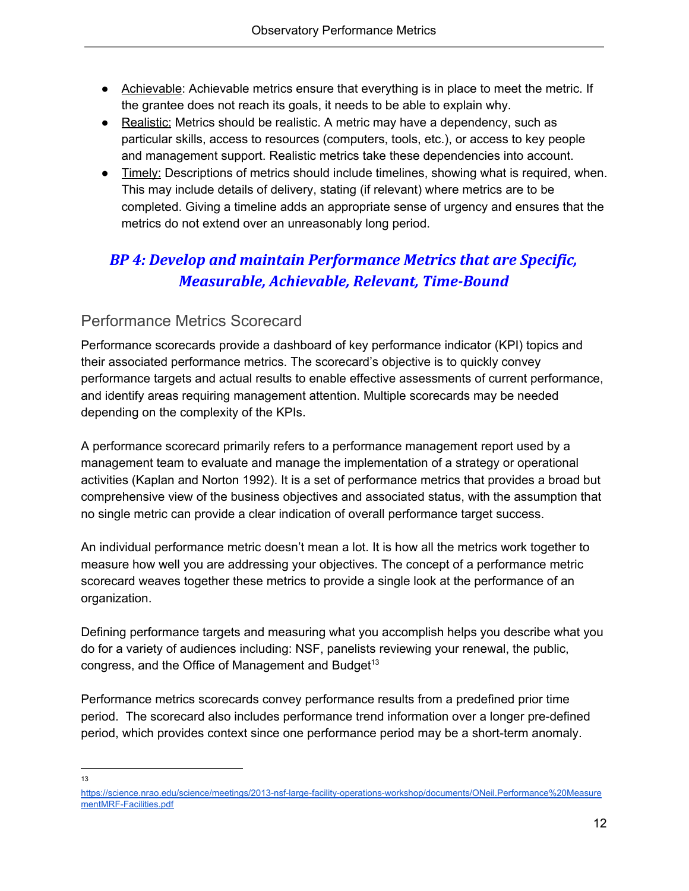- Achievable: Achievable metrics ensure that everything is in place to meet the metric. If the grantee does not reach its goals, it needs to be able to explain why.
- Realistic: Metrics should be realistic. A metric may have a dependency, such as particular skills, access to resources (computers, tools, etc.), or access to key people and management support. Realistic metrics take these dependencies into account.
- Timely: Descriptions of metrics should include timelines, showing what is required, when. This may include details of delivery, stating (if relevant) where metrics are to be completed. Giving a timeline adds an appropriate sense of urgency and ensures that the metrics do not extend over an unreasonably long period.

***BP 4: Develop and maintain Performance Metrics that are Specific, Measurable, Achievable, Relevant, Time-Bound***

## Performance Metrics Scorecard

Performance scorecards provide a dashboard of key performance indicator (KPI) topics and their associated performance metrics. The scorecard's objective is to quickly convey performance targets and actual results to enable effective assessments of current performance, and identify areas requiring management attention. Multiple scorecards may be needed depending on the complexity of the KPIs.

A performance scorecard primarily refers to a performance management report used by a management team to evaluate and manage the implementation of a strategy or operational activities (Kaplan and Norton 1992). It is a set of performance metrics that provides a broad but comprehensive view of the business objectives and associated status, with the assumption that no single metric can provide a clear indication of overall performance target success.

An individual performance metric doesn't mean a lot. It is how all the metrics work together to measure how well you are addressing your objectives. The concept of a performance metric scorecard weaves together these metrics to provide a single look at the performance of an organization.

Defining performance targets and measuring what you accomplish helps you describe what you do for a variety of audiences including: NSF, panelists reviewing your renewal, the public, congress, and the Office of Management and Budget[13]

Performance metrics scorecards convey performance results from a predefined prior time period. The scorecard also includes performance trend information over a longer pre-defined period, which provides context since one performance period may be a short-term anomaly.

---

[13] https://science.nrao.edu/science/meetings/2013-nsf-large-facility-operations-workshop/documents/ONeil.Performance%20MeasurementMRF-Facilities.pdf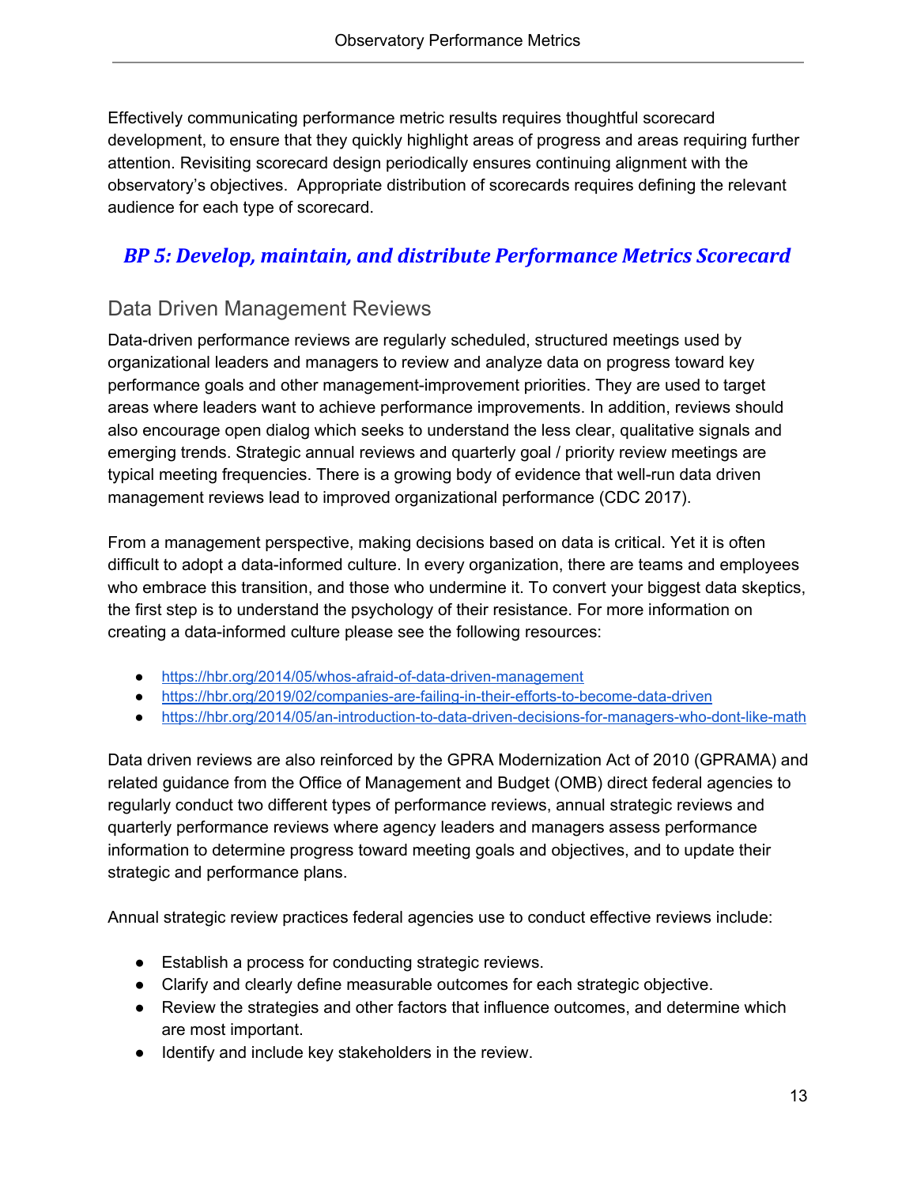Effectively communicating performance metric results requires thoughtful scorecard development, to ensure that they quickly highlight areas of progress and areas requiring further attention. Revisiting scorecard design periodically ensures continuing alignment with the observatory's objectives. Appropriate distribution of scorecards requires defining the relevant audience for each type of scorecard.

### *BP 5: Develop, maintain, and distribute Performance Metrics Scorecard*

## Data Driven Management Reviews

Data-driven performance reviews are regularly scheduled, structured meetings used by organizational leaders and managers to review and analyze data on progress toward key performance goals and other management-improvement priorities. They are used to target areas where leaders want to achieve performance improvements. In addition, reviews should also encourage open dialog which seeks to understand the less clear, qualitative signals and emerging trends. Strategic annual reviews and quarterly goal / priority review meetings are typical meeting frequencies. There is a growing body of evidence that well-run data driven management reviews lead to improved organizational performance (CDC 2017).

From a management perspective, making decisions based on data is critical. Yet it is often difficult to adopt a data-informed culture. In every organization, there are teams and employees who embrace this transition, and those who undermine it. To convert your biggest data skeptics, the first step is to understand the psychology of their resistance. For more information on creating a data-informed culture please see the following resources:

- https://hbr.org/2014/05/whos-afraid-of-data-driven-management
- https://hbr.org/2019/02/companies-are-failing-in-their-efforts-to-become-data-driven
- https://hbr.org/2014/05/an-introduction-to-data-driven-decisions-for-managers-who-dont-like-math

Data driven reviews are also reinforced by the GPRA Modernization Act of 2010 (GPRAMA) and related guidance from the Office of Management and Budget (OMB) direct federal agencies to regularly conduct two different types of performance reviews, annual strategic reviews and quarterly performance reviews where agency leaders and managers assess performance information to determine progress toward meeting goals and objectives, and to update their strategic and performance plans.

Annual strategic review practices federal agencies use to conduct effective reviews include:

- Establish a process for conducting strategic reviews.
- Clarify and clearly define measurable outcomes for each strategic objective.
- Review the strategies and other factors that influence outcomes, and determine which are most important.
- Identify and include key stakeholders in the review.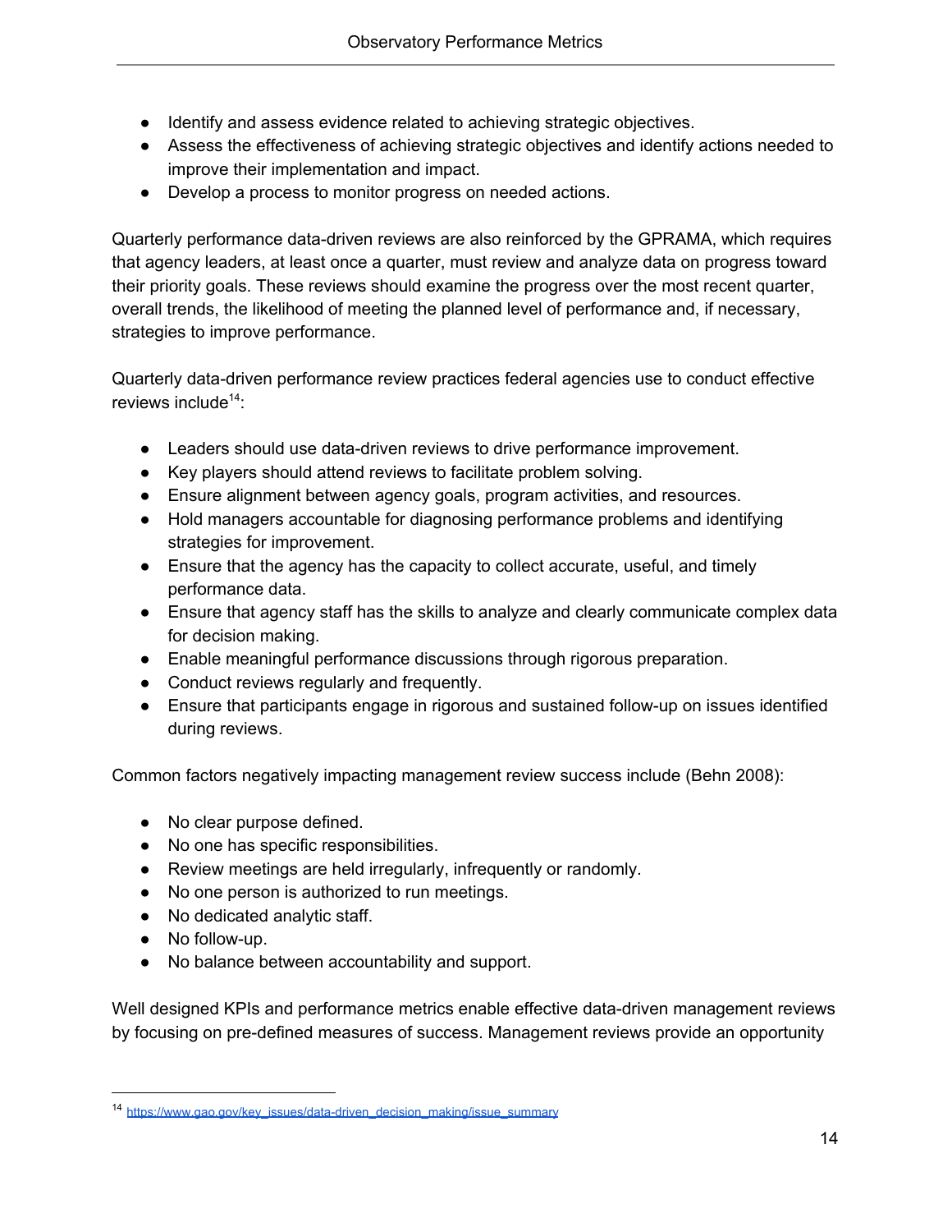- Identify and assess evidence related to achieving strategic objectives.
- Assess the effectiveness of achieving strategic objectives and identify actions needed to improve their implementation and impact.
- Develop a process to monitor progress on needed actions.

Quarterly performance data-driven reviews are also reinforced by the GPRAMA, which requires that agency leaders, at least once a quarter, must review and analyze data on progress toward their priority goals. These reviews should examine the progress over the most recent quarter, overall trends, the likelihood of meeting the planned level of performance and, if necessary, strategies to improve performance.

Quarterly data-driven performance review practices federal agencies use to conduct effective reviews include[14]:

- Leaders should use data-driven reviews to drive performance improvement.
- Key players should attend reviews to facilitate problem solving.
- Ensure alignment between agency goals, program activities, and resources.
- Hold managers accountable for diagnosing performance problems and identifying strategies for improvement.
- Ensure that the agency has the capacity to collect accurate, useful, and timely performance data.
- Ensure that agency staff has the skills to analyze and clearly communicate complex data for decision making.
- Enable meaningful performance discussions through rigorous preparation.
- Conduct reviews regularly and frequently.
- Ensure that participants engage in rigorous and sustained follow-up on issues identified during reviews.

Common factors negatively impacting management review success include (Behn 2008):

- No clear purpose defined.
- No one has specific responsibilities.
- Review meetings are held irregularly, infrequently or randomly.
- No one person is authorized to run meetings.
- No dedicated analytic staff.
- No follow-up.
- No balance between accountability and support.

Well designed KPIs and performance metrics enable effective data-driven management reviews by focusing on pre-defined measures of success. Management reviews provide an opportunity

[14] https://www.gao.gov/key_issues/data-driven_decision_making/issue_summary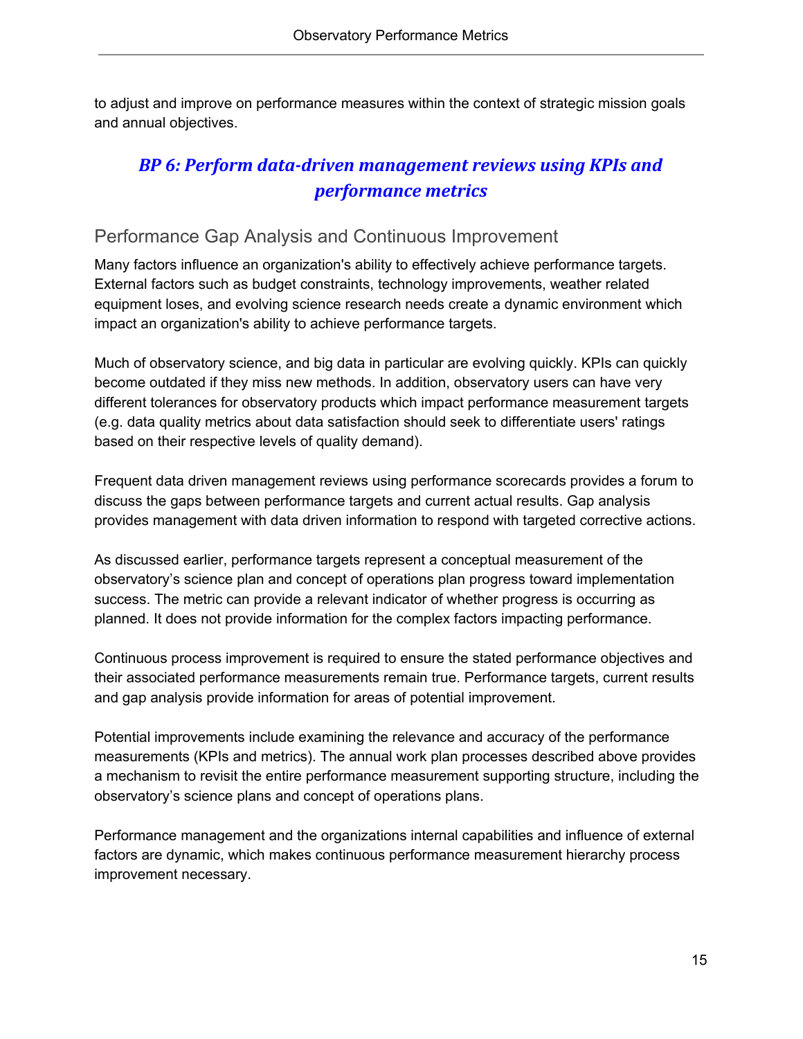to adjust and improve on performance measures within the context of strategic mission goals and annual objectives.

## *BP 6: Perform data-driven management reviews using KPIs and performance metrics*

### Performance Gap Analysis and Continuous Improvement

Many factors influence an organization's ability to effectively achieve performance targets. External factors such as budget constraints, technology improvements, weather related equipment loses, and evolving science research needs create a dynamic environment which impact an organization's ability to achieve performance targets.

Much of observatory science, and big data in particular are evolving quickly. KPIs can quickly become outdated if they miss new methods. In addition, observatory users can have very different tolerances for observatory products which impact performance measurement targets (e.g. data quality metrics about data satisfaction should seek to differentiate users' ratings based on their respective levels of quality demand).

Frequent data driven management reviews using performance scorecards provides a forum to discuss the gaps between performance targets and current actual results. Gap analysis provides management with data driven information to respond with targeted corrective actions.

As discussed earlier, performance targets represent a conceptual measurement of the observatory's science plan and concept of operations plan progress toward implementation success. The metric can provide a relevant indicator of whether progress is occurring as planned. It does not provide information for the complex factors impacting performance.

Continuous process improvement is required to ensure the stated performance objectives and their associated performance measurements remain true. Performance targets, current results and gap analysis provide information for areas of potential improvement.

Potential improvements include examining the relevance and accuracy of the performance measurements (KPIs and metrics). The annual work plan processes described above provides a mechanism to revisit the entire performance measurement supporting structure, including the observatory's science plans and concept of operations plans.

Performance management and the organizations internal capabilities and influence of external factors are dynamic, which makes continuous performance measurement hierarchy process improvement necessary.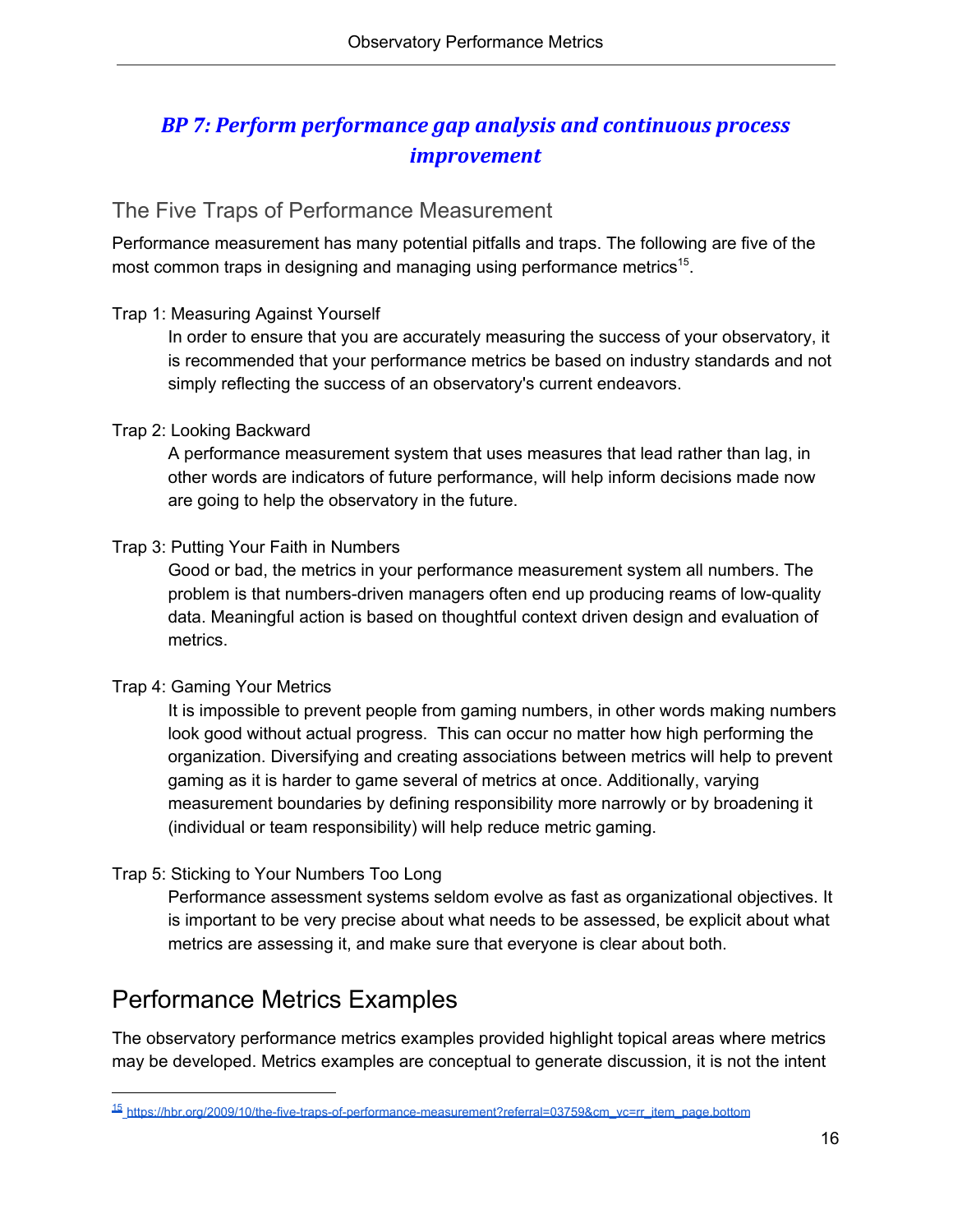## *BP 7: Perform performance gap analysis and continuous process improvement*

### The Five Traps of Performance Measurement

Performance measurement has many potential pitfalls and traps. The following are five of the most common traps in designing and managing using performance metrics[15].

Trap 1: Measuring Against Yourself

In order to ensure that you are accurately measuring the success of your observatory, it is recommended that your performance metrics be based on industry standards and not simply reflecting the success of an observatory's current endeavors.

Trap 2: Looking Backward

A performance measurement system that uses measures that lead rather than lag, in other words are indicators of future performance, will help inform decisions made now are going to help the observatory in the future.

Trap 3: Putting Your Faith in Numbers

Good or bad, the metrics in your performance measurement system all numbers. The problem is that numbers-driven managers often end up producing reams of low-quality data. Meaningful action is based on thoughtful context driven design and evaluation of metrics.

Trap 4: Gaming Your Metrics

It is impossible to prevent people from gaming numbers, in other words making numbers look good without actual progress. This can occur no matter how high performing the organization. Diversifying and creating associations between metrics will help to prevent gaming as it is harder to game several of metrics at once. Additionally, varying measurement boundaries by defining responsibility more narrowly or by broadening it (individual or team responsibility) will help reduce metric gaming.

Trap 5: Sticking to Your Numbers Too Long

Performance assessment systems seldom evolve as fast as organizational objectives. It is important to be very precise about what needs to be assessed, be explicit about what metrics are assessing it, and make sure that everyone is clear about both.

## Performance Metrics Examples

The observatory performance metrics examples provided highlight topical areas where metrics may be developed. Metrics examples are conceptual to generate discussion, it is not the intent

[15] https://hbr.org/2009/10/the-five-traps-of-performance-measurement?referral=03759&cm_vc=rr_item_page.bottom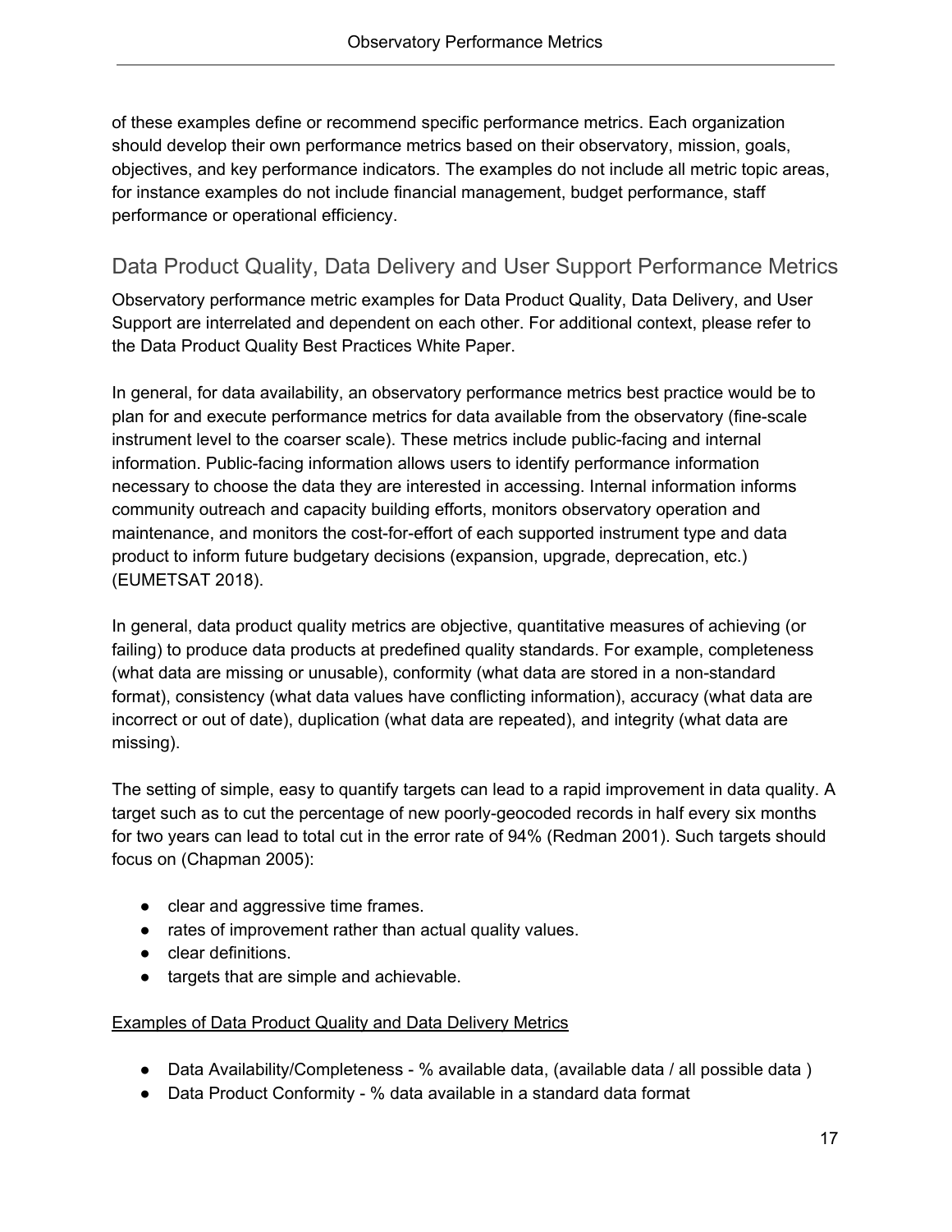of these examples define or recommend specific performance metrics. Each organization should develop their own performance metrics based on their observatory, mission, goals, objectives, and key performance indicators. The examples do not include all metric topic areas, for instance examples do not include financial management, budget performance, staff performance or operational efficiency.

## Data Product Quality, Data Delivery and User Support Performance Metrics

Observatory performance metric examples for Data Product Quality, Data Delivery, and User Support are interrelated and dependent on each other. For additional context, please refer to the Data Product Quality Best Practices White Paper.

In general, for data availability, an observatory performance metrics best practice would be to plan for and execute performance metrics for data available from the observatory (fine-scale instrument level to the coarser scale). These metrics include public-facing and internal information. Public-facing information allows users to identify performance information necessary to choose the data they are interested in accessing. Internal information informs community outreach and capacity building efforts, monitors observatory operation and maintenance, and monitors the cost-for-effort of each supported instrument type and data product to inform future budgetary decisions (expansion, upgrade, deprecation, etc.) (EUMETSAT 2018).

In general, data product quality metrics are objective, quantitative measures of achieving (or failing) to produce data products at predefined quality standards. For example, completeness (what data are missing or unusable), conformity (what data are stored in a non-standard format), consistency (what data values have conflicting information), accuracy (what data are incorrect or out of date), duplication (what data are repeated), and integrity (what data are missing).

The setting of simple, easy to quantify targets can lead to a rapid improvement in data quality. A target such as to cut the percentage of new poorly-geocoded records in half every six months for two years can lead to total cut in the error rate of 94% (Redman 2001). Such targets should focus on (Chapman 2005):

- clear and aggressive time frames.
- rates of improvement rather than actual quality values.
- clear definitions.
- targets that are simple and achievable.

<u>Examples of Data Product Quality and Data Delivery Metrics</u>

- Data Availability/Completeness - % available data, (available data / all possible data )
- Data Product Conformity - % data available in a standard data format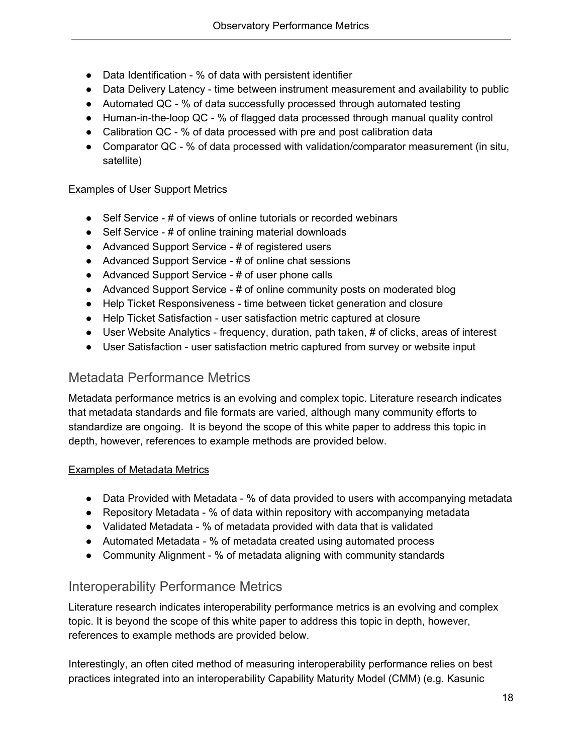- Data Identification - % of data with persistent identifier
- Data Delivery Latency - time between instrument measurement and availability to public
- Automated QC - % of data successfully processed through automated testing
- Human-in-the-loop QC - % of flagged data processed through manual quality control
- Calibration QC - % of data processed with pre and post calibration data
- Comparator QC - % of data processed with validation/comparator measurement (in situ, satellite)

<u>Examples of User Support Metrics</u>

- Self Service - # of views of online tutorials or recorded webinars
- Self Service - # of online training material downloads
- Advanced Support Service - # of registered users
- Advanced Support Service - # of online chat sessions
- Advanced Support Service - # of user phone calls
- Advanced Support Service - # of online community posts on moderated blog
- Help Ticket Responsiveness - time between ticket generation and closure
- Help Ticket Satisfaction - user satisfaction metric captured at closure
- User Website Analytics - frequency, duration, path taken, # of clicks, areas of interest
- User Satisfaction - user satisfaction metric captured from survey or website input

## Metadata Performance Metrics

Metadata performance metrics is an evolving and complex topic. Literature research indicates that metadata standards and file formats are varied, although many community efforts to standardize are ongoing. It is beyond the scope of this white paper to address this topic in depth, however, references to example methods are provided below.

<u>Examples of Metadata Metrics</u>

- Data Provided with Metadata - % of data provided to users with accompanying metadata
- Repository Metadata - % of data within repository with accompanying metadata
- Validated Metadata - % of metadata provided with data that is validated
- Automated Metadata - % of metadata created using automated process
- Community Alignment - % of metadata aligning with community standards

## Interoperability Performance Metrics

Literature research indicates interoperability performance metrics is an evolving and complex topic. It is beyond the scope of this white paper to address this topic in depth, however, references to example methods are provided below.

Interestingly, an often cited method of measuring interoperability performance relies on best practices integrated into an interoperability Capability Maturity Model (CMM) (e.g. Kasunic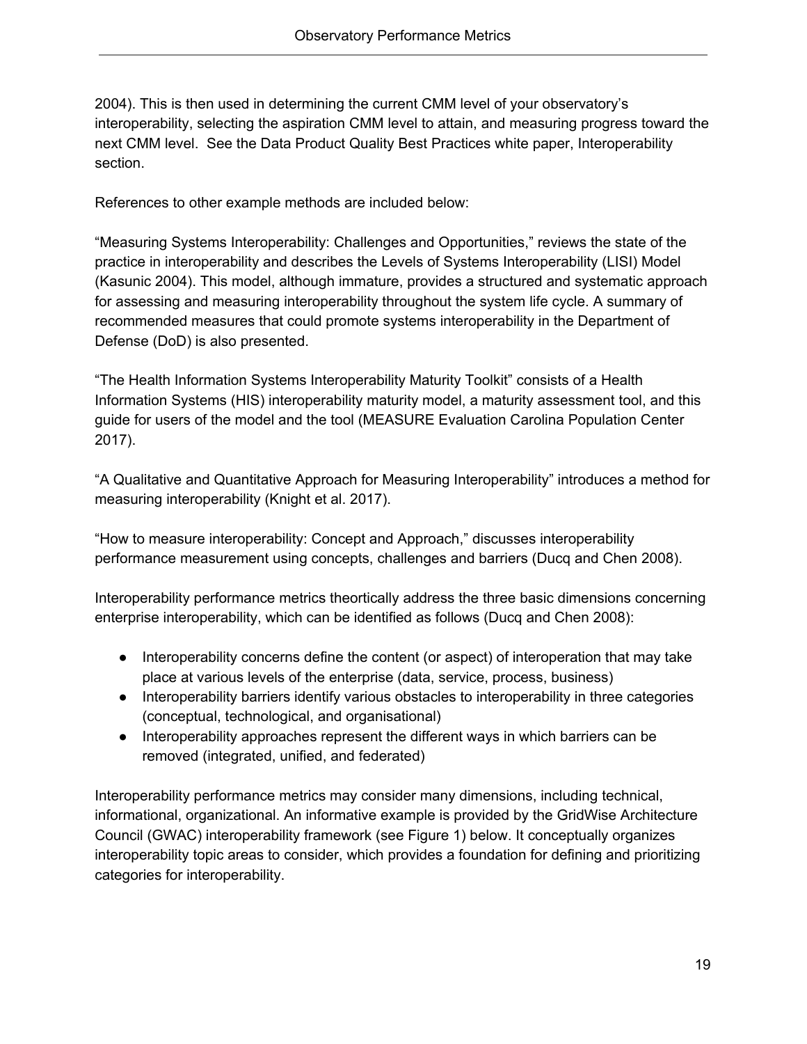2004). This is then used in determining the current CMM level of your observatory's interoperability, selecting the aspiration CMM level to attain, and measuring progress toward the next CMM level. See the Data Product Quality Best Practices white paper, Interoperability section.

References to other example methods are included below:

"Measuring Systems Interoperability: Challenges and Opportunities," reviews the state of the practice in interoperability and describes the Levels of Systems Interoperability (LISI) Model (Kasunic 2004). This model, although immature, provides a structured and systematic approach for assessing and measuring interoperability throughout the system life cycle. A summary of recommended measures that could promote systems interoperability in the Department of Defense (DoD) is also presented.

"The Health Information Systems Interoperability Maturity Toolkit" consists of a Health Information Systems (HIS) interoperability maturity model, a maturity assessment tool, and this guide for users of the model and the tool (MEASURE Evaluation Carolina Population Center 2017).

"A Qualitative and Quantitative Approach for Measuring Interoperability" introduces a method for measuring interoperability (Knight et al. 2017).

"How to measure interoperability: Concept and Approach," discusses interoperability performance measurement using concepts, challenges and barriers (Ducq and Chen 2008).

Interoperability performance metrics theortically address the three basic dimensions concerning enterprise interoperability, which can be identified as follows (Ducq and Chen 2008):

- Interoperability concerns define the content (or aspect) of interoperation that may take place at various levels of the enterprise (data, service, process, business)
- Interoperability barriers identify various obstacles to interoperability in three categories (conceptual, technological, and organisational)
- Interoperability approaches represent the different ways in which barriers can be removed (integrated, unified, and federated)

Interoperability performance metrics may consider many dimensions, including technical, informational, organizational. An informative example is provided by the GridWise Architecture Council (GWAC) interoperability framework (see Figure 1) below. It conceptually organizes interoperability topic areas to consider, which provides a foundation for defining and prioritizing categories for interoperability.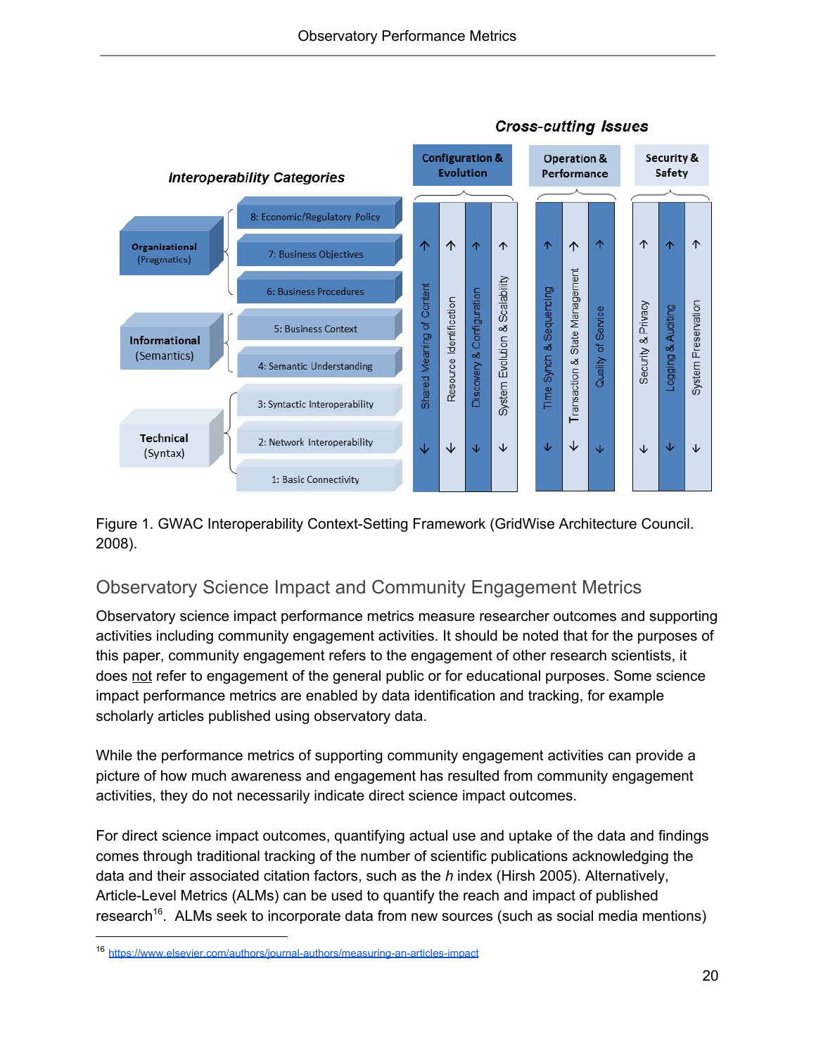Figure 1. GWAC Interoperability Context-Setting Framework (GridWise Architecture Council. 2008).

## Observatory Science Impact and Community Engagement Metrics

Observatory science impact performance metrics measure researcher outcomes and supporting activities including community engagement activities. It should be noted that for the purposes of this paper, community engagement refers to the engagement of other research scientists, it does not refer to engagement of the general public or for educational purposes. Some science impact performance metrics are enabled by data identification and tracking, for example scholarly articles published using observatory data.

While the performance metrics of supporting community engagement activities can provide a picture of how much awareness and engagement has resulted from community engagement activities, they do not necessarily indicate direct science impact outcomes.

For direct science impact outcomes, quantifying actual use and uptake of the data and findings comes through traditional tracking of the number of scientific publications acknowledging the data and their associated citation factors, such as the *h* index (Hirsh 2005). Alternatively, Article-Level Metrics (ALMs) can be used to quantify the reach and impact of published research[16]. ALMs seek to incorporate data from new sources (such as social media mentions)

---

[16] https://www.elsevier.com/authors/journal-authors/measuring-an-articles-impact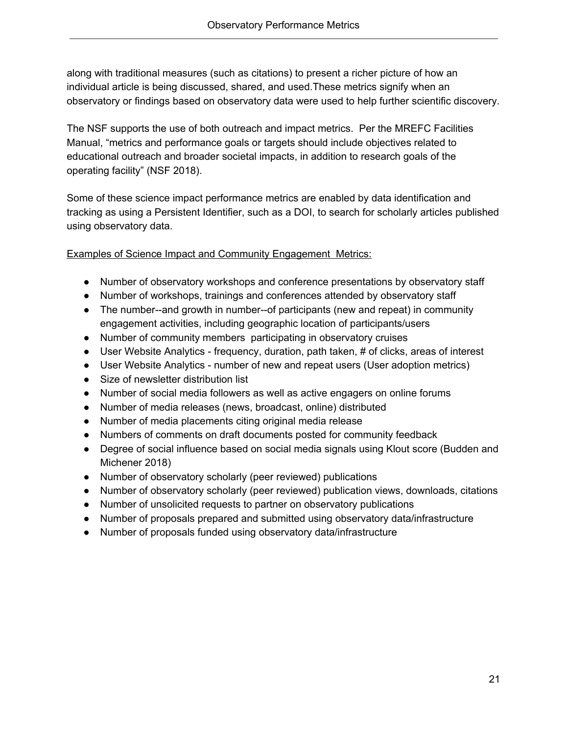along with traditional measures (such as citations) to present a richer picture of how an individual article is being discussed, shared, and used.These metrics signify when an observatory or findings based on observatory data were used to help further scientific discovery.

The NSF supports the use of both outreach and impact metrics. Per the MREFC Facilities Manual, “metrics and performance goals or targets should include objectives related to educational outreach and broader societal impacts, in addition to research goals of the operating facility” (NSF 2018).

Some of these science impact performance metrics are enabled by data identification and tracking as using a Persistent Identifier, such as a DOI, to search for scholarly articles published using observatory data.

<u>Examples of Science Impact and Community Engagement Metrics:</u>

- Number of observatory workshops and conference presentations by observatory staff
- Number of workshops, trainings and conferences attended by observatory staff
- The number--and growth in number--of participants (new and repeat) in community engagement activities, including geographic location of participants/users
- Number of community members participating in observatory cruises
- User Website Analytics - frequency, duration, path taken, # of clicks, areas of interest
- User Website Analytics - number of new and repeat users (User adoption metrics)
- Size of newsletter distribution list
- Number of social media followers as well as active engagers on online forums
- Number of media releases (news, broadcast, online) distributed
- Number of media placements citing original media release
- Numbers of comments on draft documents posted for community feedback
- Degree of social influence based on social media signals using Klout score (Budden and Michener 2018)
- Number of observatory scholarly (peer reviewed) publications
- Number of observatory scholarly (peer reviewed) publication views, downloads, citations
- Number of unsolicited requests to partner on observatory publications
- Number of proposals prepared and submitted using observatory data/infrastructure
- Number of proposals funded using observatory data/infrastructure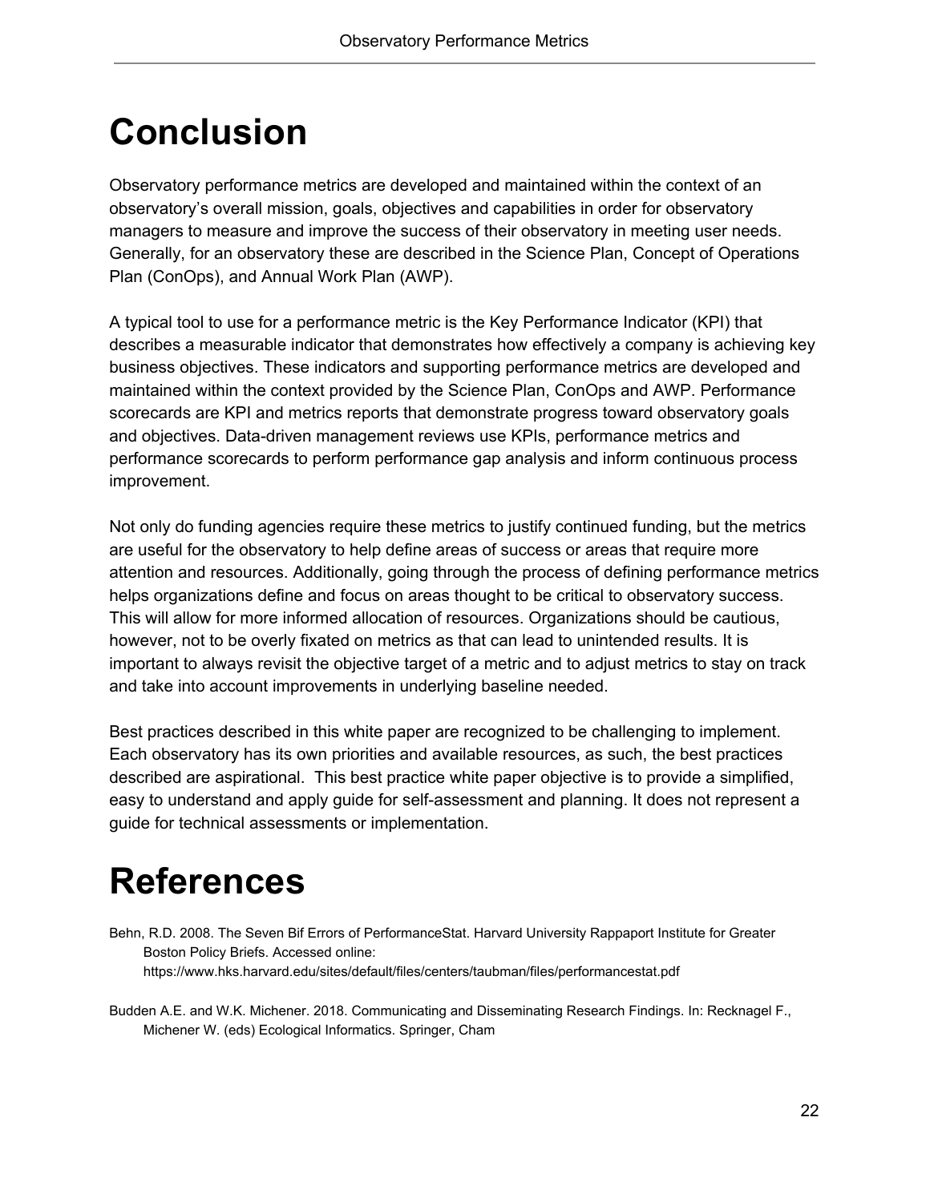# Conclusion

Observatory performance metrics are developed and maintained within the context of an observatory's overall mission, goals, objectives and capabilities in order for observatory managers to measure and improve the success of their observatory in meeting user needs. Generally, for an observatory these are described in the Science Plan, Concept of Operations Plan (ConOps), and Annual Work Plan (AWP).

A typical tool to use for a performance metric is the Key Performance Indicator (KPI) that describes a measurable indicator that demonstrates how effectively a company is achieving key business objectives. These indicators and supporting performance metrics are developed and maintained within the context provided by the Science Plan, ConOps and AWP. Performance scorecards are KPI and metrics reports that demonstrate progress toward observatory goals and objectives. Data-driven management reviews use KPIs, performance metrics and performance scorecards to perform performance gap analysis and inform continuous process improvement.

Not only do funding agencies require these metrics to justify continued funding, but the metrics are useful for the observatory to help define areas of success or areas that require more attention and resources. Additionally, going through the process of defining performance metrics helps organizations define and focus on areas thought to be critical to observatory success. This will allow for more informed allocation of resources. Organizations should be cautious, however, not to be overly fixated on metrics as that can lead to unintended results. It is important to always revisit the objective target of a metric and to adjust metrics to stay on track and take into account improvements in underlying baseline needed.

Best practices described in this white paper are recognized to be challenging to implement. Each observatory has its own priorities and available resources, as such, the best practices described are aspirational.  This best practice white paper objective is to provide a simplified, easy to understand and apply guide for self-assessment and planning. It does not represent a guide for technical assessments or implementation.

# References

Behn, R.D. 2008. The Seven Bif Errors of PerformanceStat. Harvard University Rappaport Institute for Greater Boston Policy Briefs. Accessed online: https://www.hks.harvard.edu/sites/default/files/centers/taubman/files/performancestat.pdf

Budden A.E. and W.K. Michener. 2018. Communicating and Disseminating Research Findings. In: Recknagel F., Michener W. (eds) Ecological Informatics. Springer, Cham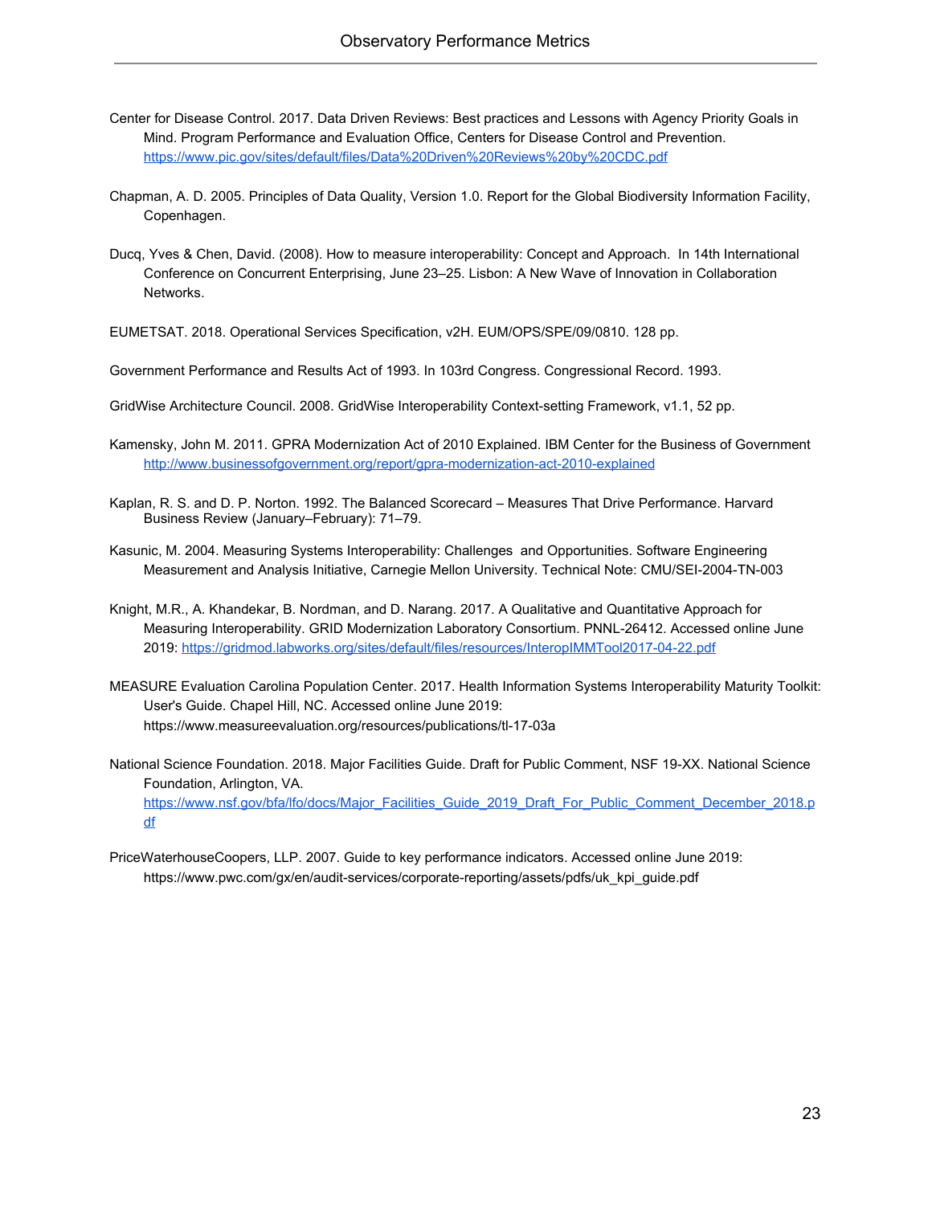Center for Disease Control. 2017. Data Driven Reviews: Best practices and Lessons with Agency Priority Goals in Mind. Program Performance and Evaluation Office, Centers for Disease Control and Prevention. https://www.pic.gov/sites/default/files/Data%20Driven%20Reviews%20by%20CDC.pdf

Chapman, A. D. 2005. Principles of Data Quality, Version 1.0. Report for the Global Biodiversity Information Facility, Copenhagen.

Ducq, Yves & Chen, David. (2008). How to measure interoperability: Concept and Approach. In 14th International Conference on Concurrent Enterprising, June 23–25. Lisbon: A New Wave of Innovation in Collaboration Networks.

EUMETSAT. 2018. Operational Services Specification, v2H. EUM/OPS/SPE/09/0810. 128 pp.

Government Performance and Results Act of 1993. In 103rd Congress. Congressional Record. 1993.

GridWise Architecture Council. 2008. GridWise Interoperability Context-setting Framework, v1.1, 52 pp.

Kamensky, John M. 2011. GPRA Modernization Act of 2010 Explained. IBM Center for the Business of Government http://www.businessofgovernment.org/report/gpra-modernization-act-2010-explained

Kaplan, R. S. and D. P. Norton. 1992. The Balanced Scorecard – Measures That Drive Performance. Harvard Business Review (January–February): 71–79.

Kasunic, M. 2004. Measuring Systems Interoperability: Challenges and Opportunities. Software Engineering Measurement and Analysis Initiative, Carnegie Mellon University. Technical Note: CMU/SEI-2004-TN-003

Knight, M.R., A. Khandekar, B. Nordman, and D. Narang. 2017. A Qualitative and Quantitative Approach for Measuring Interoperability. GRID Modernization Laboratory Consortium. PNNL-26412. Accessed online June 2019: https://gridmod.labworks.org/sites/default/files/resources/InteropIMMTool2017-04-22.pdf

MEASURE Evaluation Carolina Population Center. 2017. Health Information Systems Interoperability Maturity Toolkit: User's Guide. Chapel Hill, NC. Accessed online June 2019: https://www.measureevaluation.org/resources/publications/tl-17-03a

National Science Foundation. 2018. Major Facilities Guide. Draft for Public Comment, NSF 19-XX. National Science Foundation, Arlington, VA. https://www.nsf.gov/bfa/lfo/docs/Major_Facilities_Guide_2019_Draft_For_Public_Comment_December_2018.pdf

PriceWaterhouseCoopers, LLP. 2007. Guide to key performance indicators. Accessed online June 2019: https://www.pwc.com/gx/en/audit-services/corporate-reporting/assets/pdfs/uk_kpi_guide.pdf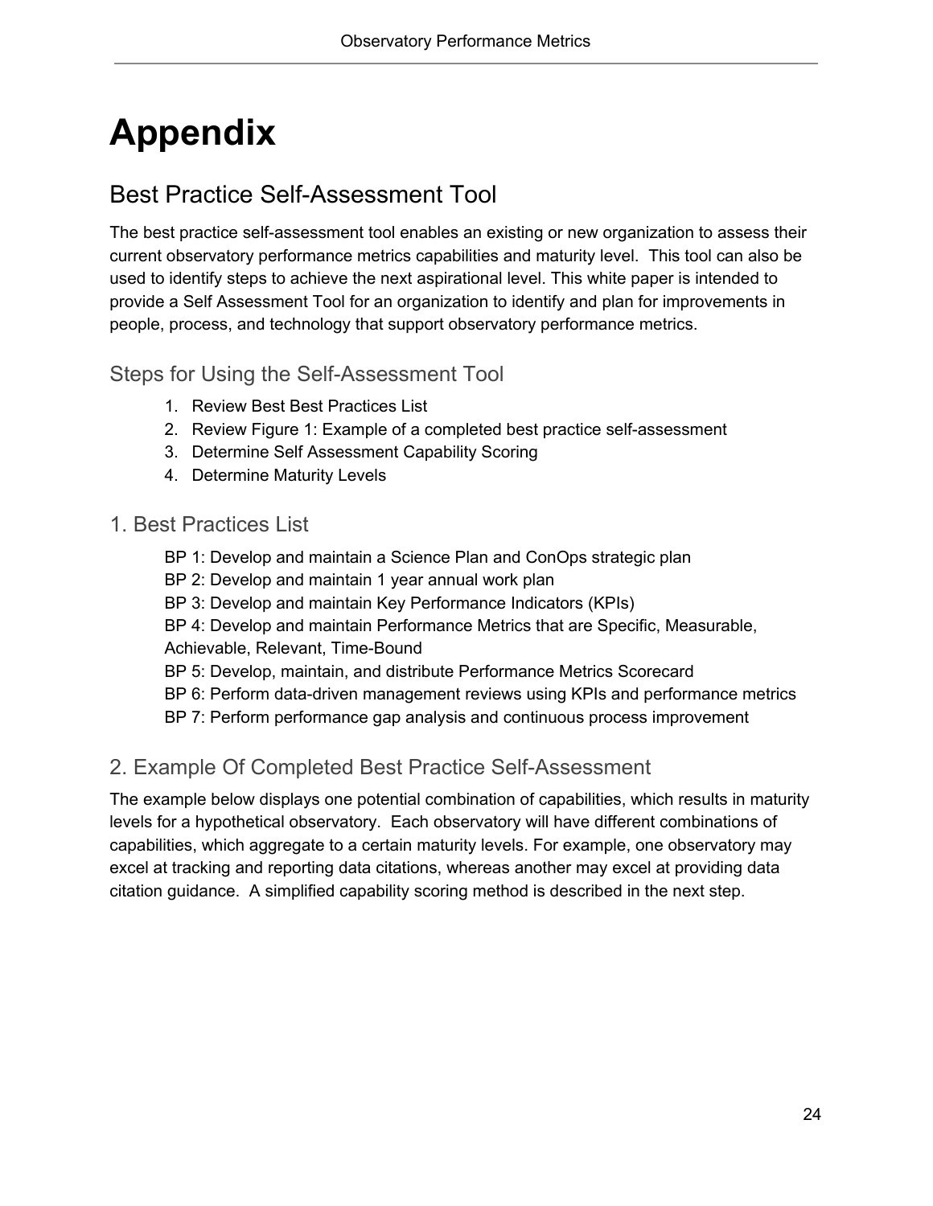# Appendix

## Best Practice Self-Assessment Tool

The best practice self-assessment tool enables an existing or new organization to assess their current observatory performance metrics capabilities and maturity level. This tool can also be used to identify steps to achieve the next aspirational level. This white paper is intended to provide a Self Assessment Tool for an organization to identify and plan for improvements in people, process, and technology that support observatory performance metrics.

### Steps for Using the Self-Assessment Tool

1. Review Best Best Practices List
2. Review Figure 1: Example of a completed best practice self-assessment
3. Determine Self Assessment Capability Scoring
4. Determine Maturity Levels

### 1. Best Practices List

BP 1: Develop and maintain a Science Plan and ConOps strategic plan
BP 2: Develop and maintain 1 year annual work plan
BP 3: Develop and maintain Key Performance Indicators (KPIs)
BP 4: Develop and maintain Performance Metrics that are Specific, Measurable, Achievable, Relevant, Time-Bound
BP 5: Develop, maintain, and distribute Performance Metrics Scorecard
BP 6: Perform data-driven management reviews using KPIs and performance metrics
BP 7: Perform performance gap analysis and continuous process improvement

### 2. Example Of Completed Best Practice Self-Assessment

The example below displays one potential combination of capabilities, which results in maturity levels for a hypothetical observatory. Each observatory will have different combinations of capabilities, which aggregate to a certain maturity levels. For example, one observatory may excel at tracking and reporting data citations, whereas another may excel at providing data citation guidance. A simplified capability scoring method is described in the next step.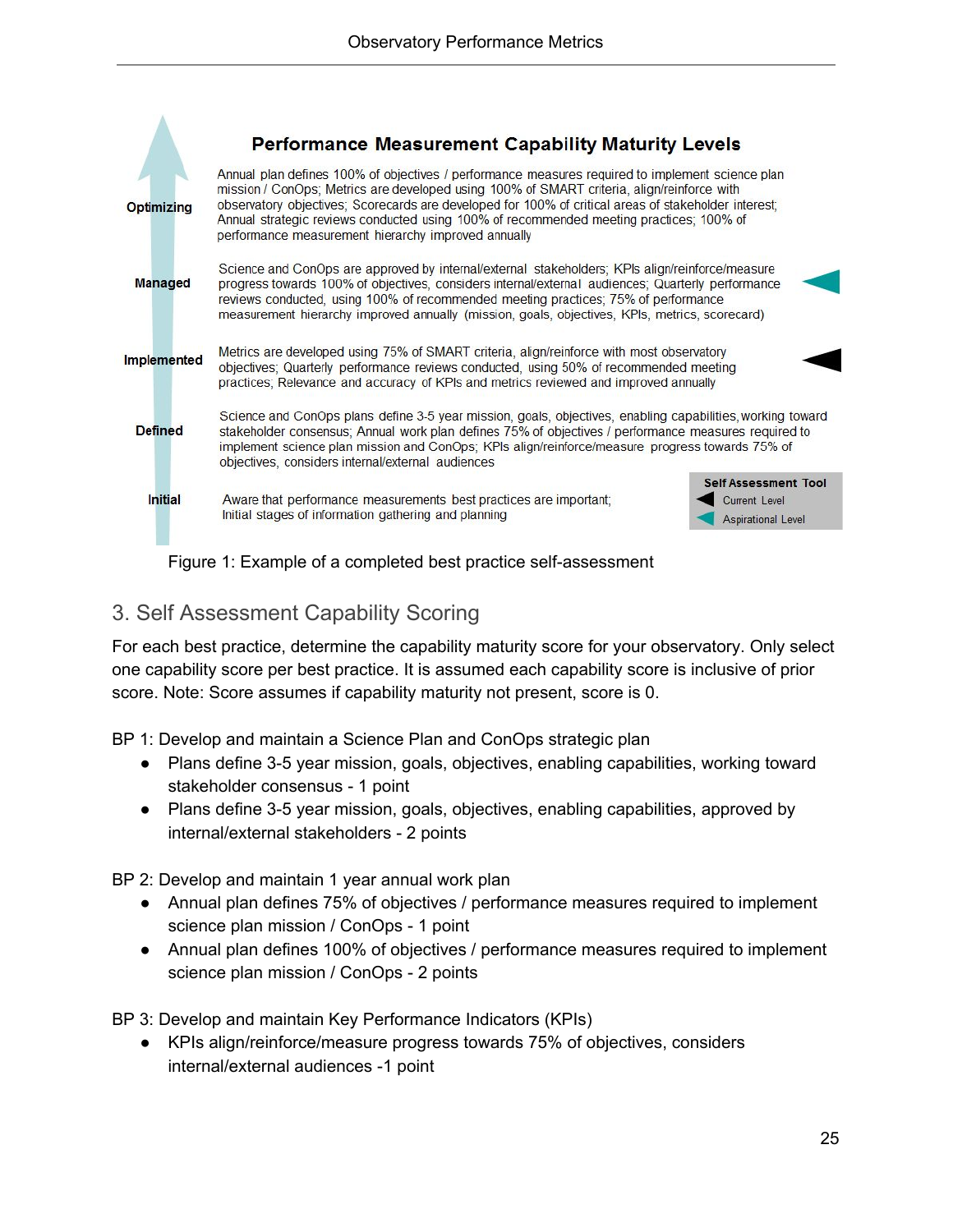**Performance Measurement Capability Maturity Levels**

| Level | Description | Assessment |
|---|---|---|
| Optimizing | Annual plan defines 100% of objectives / performance measures required to implement science plan mission / ConOps; Metrics are developed using 100% of SMART criteria, align/reinforce with observatory objectives; Scorecards are developed for 100% of critical areas of stakeholder interest; Annual strategic reviews conducted using 100% of recommended meeting practices; 100% of performance measurement hierarchy improved annually | |
| Managed | Science and ConOps are approved by internal/external stakeholders; KPIs align/reinforce/measure progress towards 100% of objectives, considers internal/external audiences; Quarterly performance reviews conducted, using 100% of recommended meeting practices; 75% of performance measurement hierarchy improved annually (mission, goals, objectives, KPIs, metrics, scorecard) | Aspirational Level |
| Implemented | Metrics are developed using 75% of SMART criteria, align/reinforce with most observatory objectives; Quarterly performance reviews conducted, using 50% of recommended meeting practices; Relevance and accuracy of KPIs and metrics reviewed and improved annually | Current Level |
| Defined | Science and ConOps plans define 3-5 year mission, goals, objectives, enabling capabilities, working toward stakeholder consensus; Annual work plan defines 75% of objectives / performance measures required to implement science plan mission and ConOps; KPIs align/reinforce/measure progress towards 75% of objectives, considers internal/external audiences | |
| Initial | Aware that performance measurements best practices are important; Initial stages of information gathering and planning | |

Self Assessment Tool: Current Level (black arrow); Aspirational Level (teal arrow)

Figure 1: Example of a completed best practice self-assessment

## 3. Self Assessment Capability Scoring

For each best practice, determine the capability maturity score for your observatory. Only select one capability score per best practice. It is assumed each capability score is inclusive of prior score. Note: Score assumes if capability maturity not present, score is 0.

BP 1: Develop and maintain a Science Plan and ConOps strategic plan

- Plans define 3-5 year mission, goals, objectives, enabling capabilities, working toward stakeholder consensus - 1 point
- Plans define 3-5 year mission, goals, objectives, enabling capabilities, approved by internal/external stakeholders - 2 points

BP 2: Develop and maintain 1 year annual work plan

- Annual plan defines 75% of objectives / performance measures required to implement science plan mission / ConOps - 1 point
- Annual plan defines 100% of objectives / performance measures required to implement science plan mission / ConOps - 2 points

BP 3: Develop and maintain Key Performance Indicators (KPIs)

- KPIs align/reinforce/measure progress towards 75% of objectives, considers internal/external audiences -1 point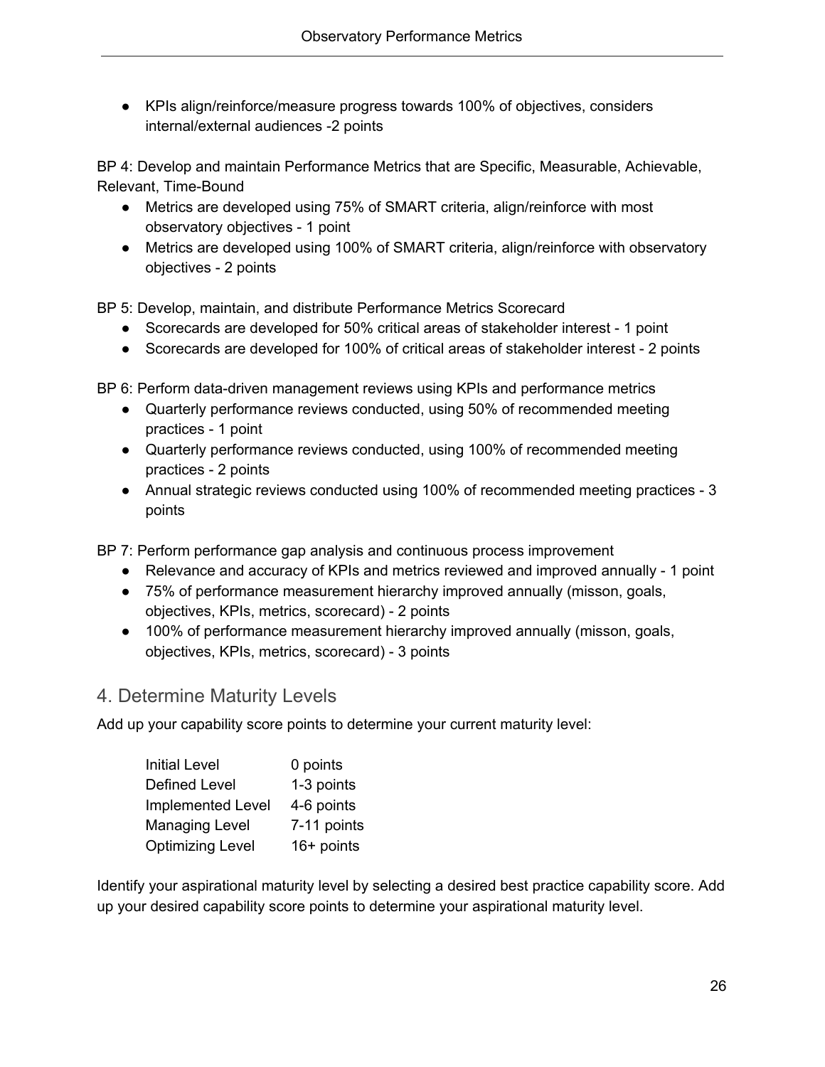- KPIs align/reinforce/measure progress towards 100% of objectives, considers internal/external audiences -2 points

BP 4: Develop and maintain Performance Metrics that are Specific, Measurable, Achievable, Relevant, Time-Bound

- Metrics are developed using 75% of SMART criteria, align/reinforce with most observatory objectives - 1 point
- Metrics are developed using 100% of SMART criteria, align/reinforce with observatory objectives - 2 points

BP 5: Develop, maintain, and distribute Performance Metrics Scorecard

- Scorecards are developed for 50% critical areas of stakeholder interest - 1 point
- Scorecards are developed for 100% of critical areas of stakeholder interest - 2 points

BP 6: Perform data-driven management reviews using KPIs and performance metrics

- Quarterly performance reviews conducted, using 50% of recommended meeting practices - 1 point
- Quarterly performance reviews conducted, using 100% of recommended meeting practices - 2 points
- Annual strategic reviews conducted using 100% of recommended meeting practices - 3 points

BP 7: Perform performance gap analysis and continuous process improvement

- Relevance and accuracy of KPIs and metrics reviewed and improved annually - 1 point
- 75% of performance measurement hierarchy improved annually (misson, goals, objectives, KPIs, metrics, scorecard) - 2 points
- 100% of performance measurement hierarchy improved annually (misson, goals, objectives, KPIs, metrics, scorecard) - 3 points

## 4. Determine Maturity Levels

Add up your capability score points to determine your current maturity level:

| | |
|---|---|
| Initial Level | 0 points |
| Defined Level | 1-3 points |
| Implemented Level | 4-6 points |
| Managing Level | 7-11 points |
| Optimizing Level | 16+ points |

Identify your aspirational maturity level by selecting a desired best practice capability score. Add up your desired capability score points to determine your aspirational maturity level.